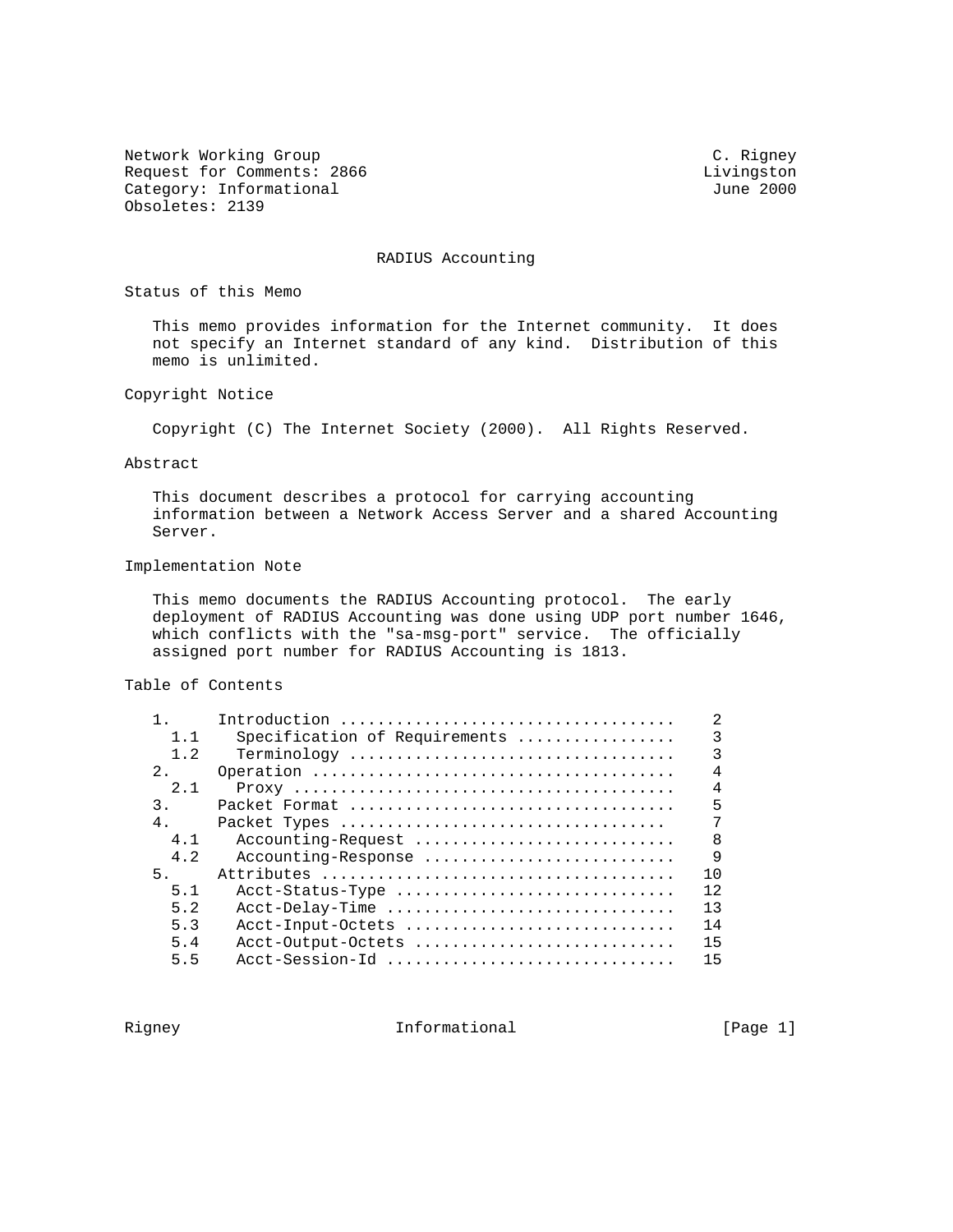Network Working Group C. Rigney
Request for Comments: 2866 Livingston
Category: Informational June 2000
Obsoletes: 2139

# RADIUS Accounting

## Status of this Memo

This memo provides information for the Internet community. It does not specify an Internet standard of any kind. Distribution of this memo is unlimited.

## Copyright Notice

Copyright (C) The Internet Society (2000). All Rights Reserved.

## Abstract

This document describes a protocol for carrying accounting information between a Network Access Server and a shared Accounting Server.

## Implementation Note

This memo documents the RADIUS Accounting protocol. The early deployment of RADIUS Accounting was done using UDP port number 1646, which conflicts with the "sa-msg-port" service. The officially assigned port number for RADIUS Accounting is 1813.

## Table of Contents

```
   1.     Introduction ....................................    2
     1.1    Specification of Requirements ................    3
     1.2    Terminology ..................................    3
   2.     Operation .......................................    4
     2.1    Proxy ........................................    4
   3.     Packet Format ...................................    5
   4.     Packet Types ..................................     7
     4.1    Accounting-Request ...........................    8
     4.2    Accounting-Response ..........................    9
   5.     Attributes ......................................   10
     5.1    Acct-Status-Type .............................   12
     5.2    Acct-Delay-Time ..............................   13
     5.3    Acct-Input-Octets ............................   14
     5.4    Acct-Output-Octets ...........................   15
     5.5    Acct-Session-Id ..............................   15
```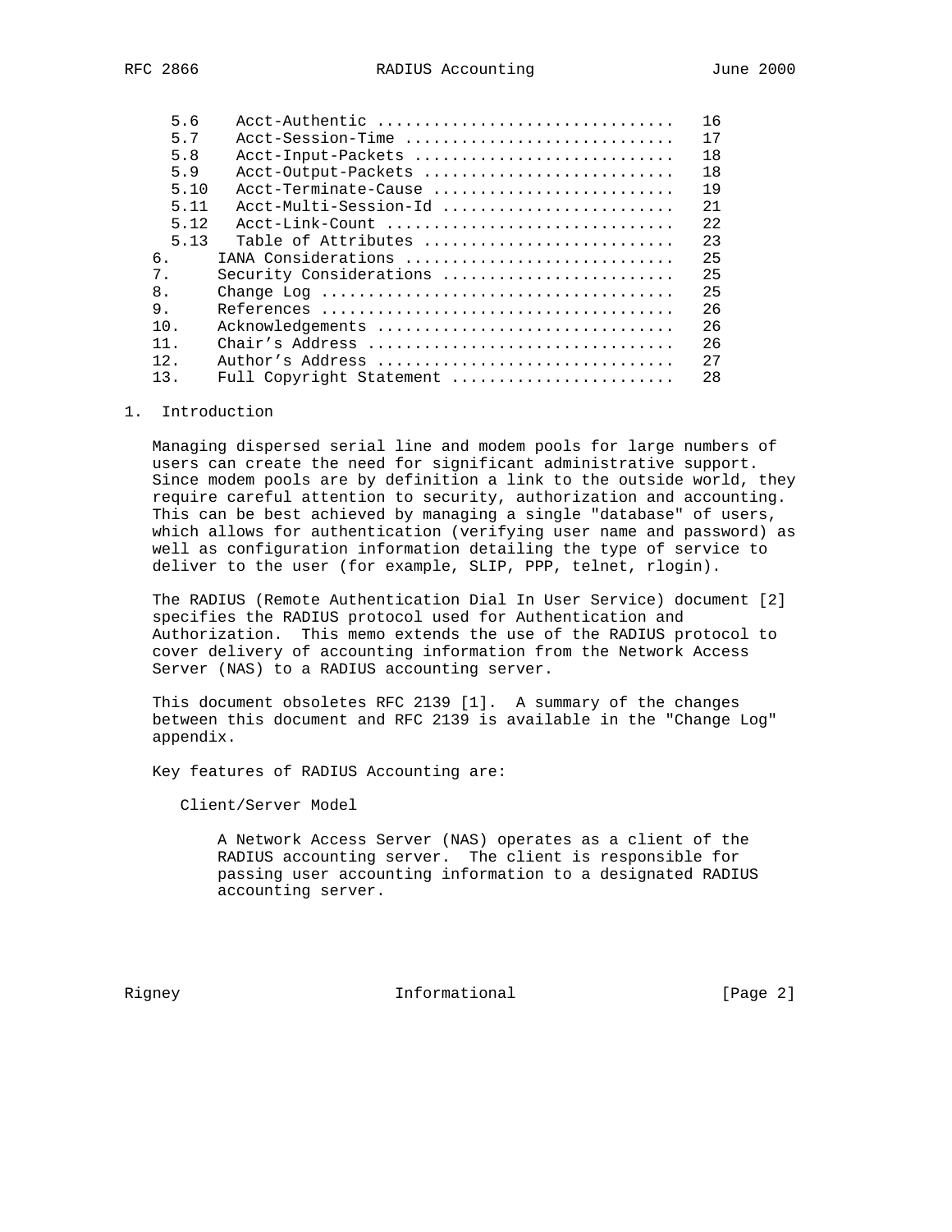| | | |
|---|---|---|
| 5.6 | Acct-Authentic | 16 |
| 5.7 | Acct-Session-Time | 17 |
| 5.8 | Acct-Input-Packets | 18 |
| 5.9 | Acct-Output-Packets | 18 |
| 5.10 | Acct-Terminate-Cause | 19 |
| 5.11 | Acct-Multi-Session-Id | 21 |
| 5.12 | Acct-Link-Count | 22 |
| 5.13 | Table of Attributes | 23 |
| 6. | IANA Considerations | 25 |
| 7. | Security Considerations | 25 |
| 8. | Change Log | 25 |
| 9. | References | 26 |
| 10. | Acknowledgements | 26 |
| 11. | Chair's Address | 26 |
| 12. | Author's Address | 27 |
| 13. | Full Copyright Statement | 28 |

## 1. Introduction

Managing dispersed serial line and modem pools for large numbers of users can create the need for significant administrative support. Since modem pools are by definition a link to the outside world, they require careful attention to security, authorization and accounting. This can be best achieved by managing a single "database" of users, which allows for authentication (verifying user name and password) as well as configuration information detailing the type of service to deliver to the user (for example, SLIP, PPP, telnet, rlogin).

The RADIUS (Remote Authentication Dial In User Service) document [2] specifies the RADIUS protocol used for Authentication and Authorization. This memo extends the use of the RADIUS protocol to cover delivery of accounting information from the Network Access Server (NAS) to a RADIUS accounting server.

This document obsoletes RFC 2139 [1]. A summary of the changes between this document and RFC 2139 is available in the "Change Log" appendix.

Key features of RADIUS Accounting are:

Client/Server Model

A Network Access Server (NAS) operates as a client of the RADIUS accounting server. The client is responsible for passing user accounting information to a designated RADIUS accounting server.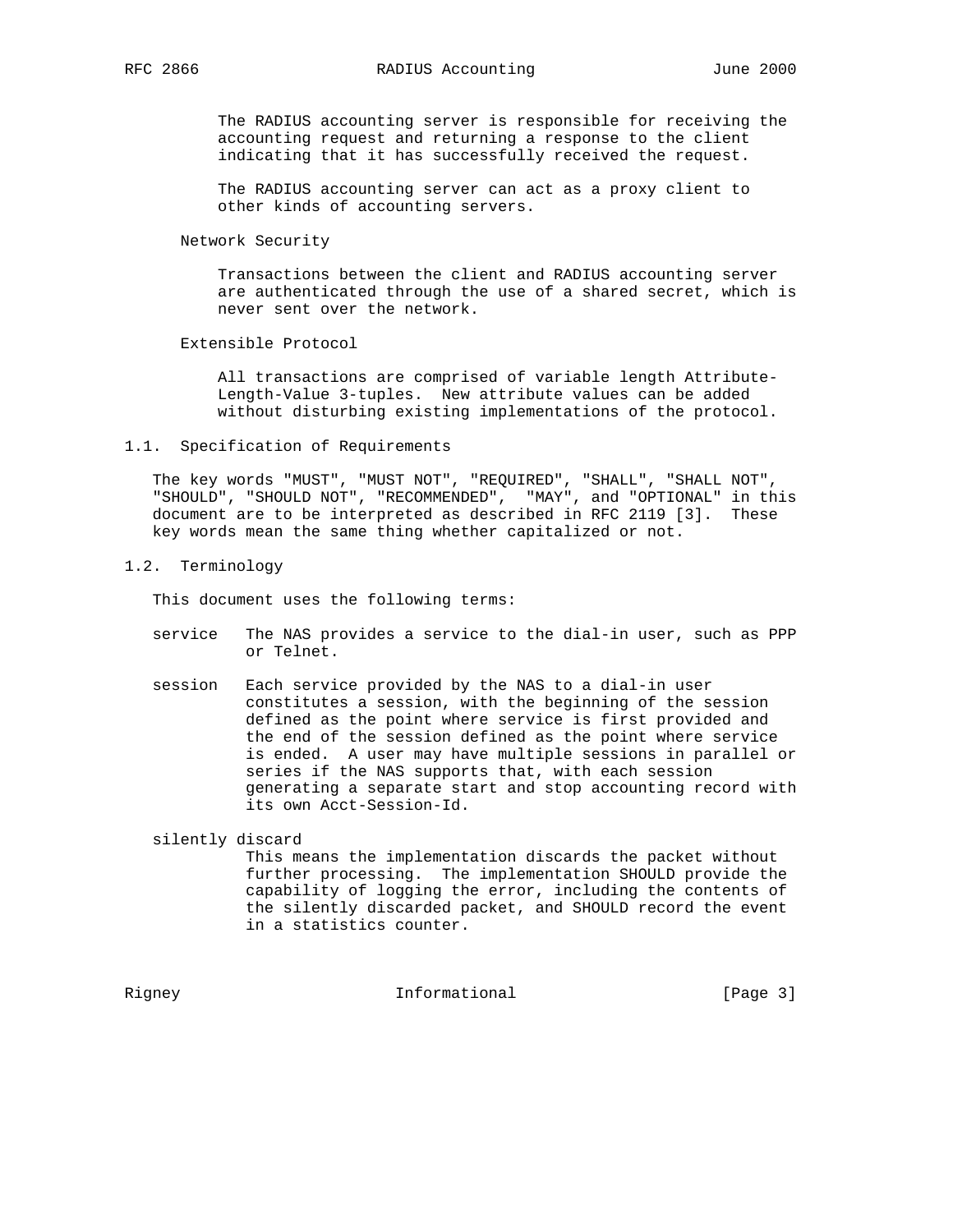The RADIUS accounting server is responsible for receiving the accounting request and returning a response to the client indicating that it has successfully received the request.

The RADIUS accounting server can act as a proxy client to other kinds of accounting servers.

Network Security

Transactions between the client and RADIUS accounting server are authenticated through the use of a shared secret, which is never sent over the network.

Extensible Protocol

All transactions are comprised of variable length Attribute-Length-Value 3-tuples. New attribute values can be added without disturbing existing implementations of the protocol.

## 1.1. Specification of Requirements

The key words "MUST", "MUST NOT", "REQUIRED", "SHALL", "SHALL NOT", "SHOULD", "SHOULD NOT", "RECOMMENDED", "MAY", and "OPTIONAL" in this document are to be interpreted as described in RFC 2119 [3]. These key words mean the same thing whether capitalized or not.

## 1.2. Terminology

This document uses the following terms:

service
: The NAS provides a service to the dial-in user, such as PPP or Telnet.

session
: Each service provided by the NAS to a dial-in user constitutes a session, with the beginning of the session defined as the point where service is first provided and the end of the session defined as the point where service is ended. A user may have multiple sessions in parallel or series if the NAS supports that, with each session generating a separate start and stop accounting record with its own Acct-Session-Id.

silently discard
: This means the implementation discards the packet without further processing. The implementation SHOULD provide the capability of logging the error, including the contents of the silently discarded packet, and SHOULD record the event in a statistics counter.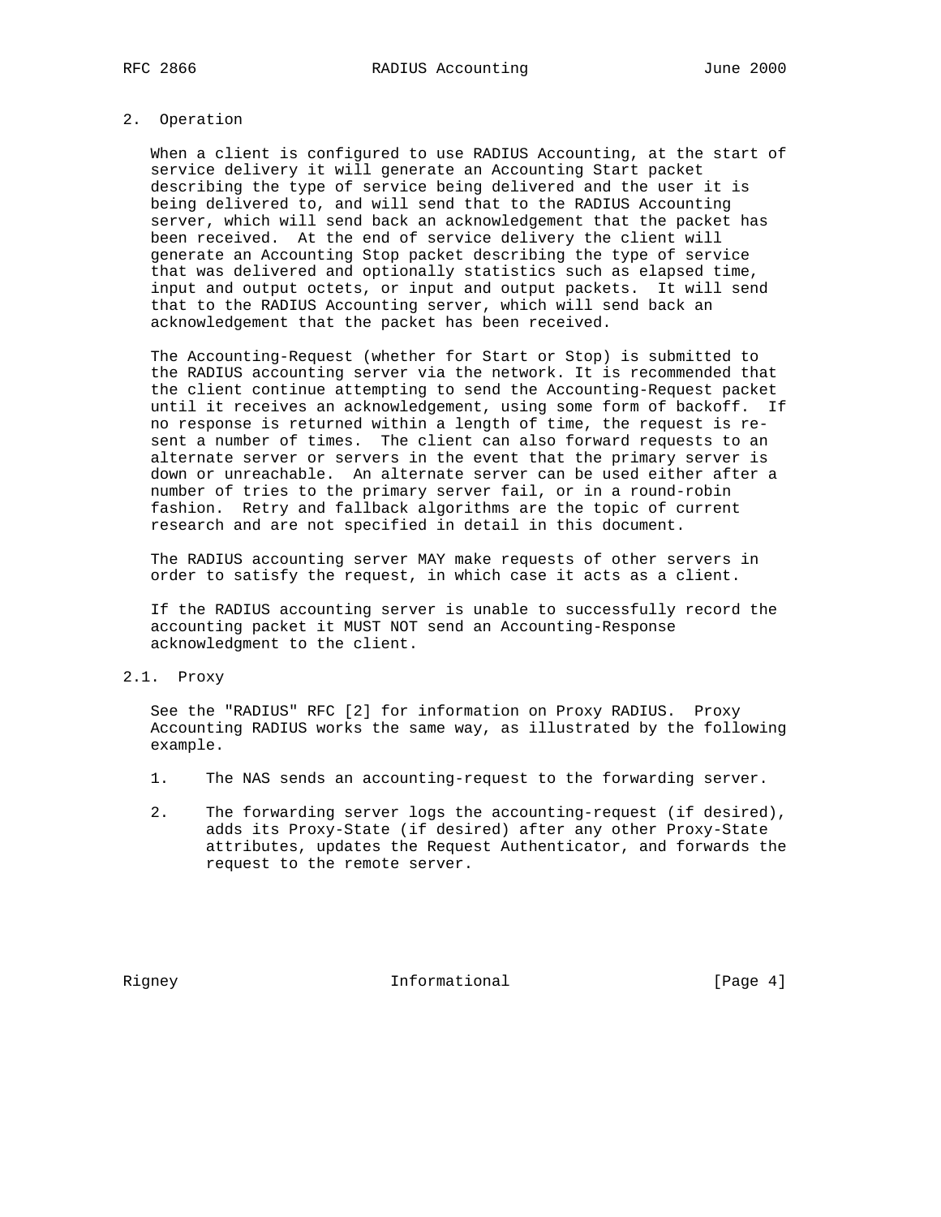## 2. Operation

When a client is configured to use RADIUS Accounting, at the start of service delivery it will generate an Accounting Start packet describing the type of service being delivered and the user it is being delivered to, and will send that to the RADIUS Accounting server, which will send back an acknowledgement that the packet has been received. At the end of service delivery the client will generate an Accounting Stop packet describing the type of service that was delivered and optionally statistics such as elapsed time, input and output octets, or input and output packets. It will send that to the RADIUS Accounting server, which will send back an acknowledgement that the packet has been received.

The Accounting-Request (whether for Start or Stop) is submitted to the RADIUS accounting server via the network. It is recommended that the client continue attempting to send the Accounting-Request packet until it receives an acknowledgement, using some form of backoff. If no response is returned within a length of time, the request is re-sent a number of times. The client can also forward requests to an alternate server or servers in the event that the primary server is down or unreachable. An alternate server can be used either after a number of tries to the primary server fail, or in a round-robin fashion. Retry and fallback algorithms are the topic of current research and are not specified in detail in this document.

The RADIUS accounting server MAY make requests of other servers in order to satisfy the request, in which case it acts as a client.

If the RADIUS accounting server is unable to successfully record the accounting packet it MUST NOT send an Accounting-Response acknowledgment to the client.

### 2.1. Proxy

See the "RADIUS" RFC [2] for information on Proxy RADIUS. Proxy Accounting RADIUS works the same way, as illustrated by the following example.

1. The NAS sends an accounting-request to the forwarding server.

2. The forwarding server logs the accounting-request (if desired), adds its Proxy-State (if desired) after any other Proxy-State attributes, updates the Request Authenticator, and forwards the request to the remote server.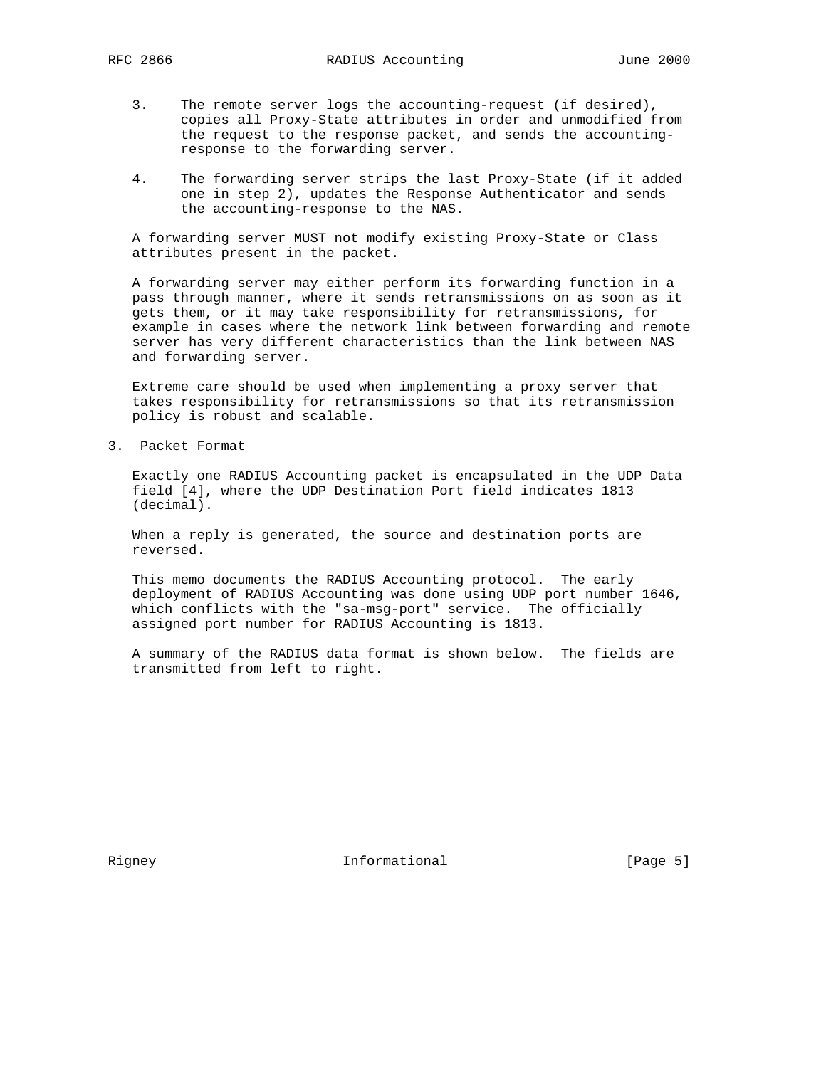3. The remote server logs the accounting-request (if desired), copies all Proxy-State attributes in order and unmodified from the request to the response packet, and sends the accounting-response to the forwarding server.

4. The forwarding server strips the last Proxy-State (if it added one in step 2), updates the Response Authenticator and sends the accounting-response to the NAS.

A forwarding server MUST not modify existing Proxy-State or Class attributes present in the packet.

A forwarding server may either perform its forwarding function in a pass through manner, where it sends retransmissions on as soon as it gets them, or it may take responsibility for retransmissions, for example in cases where the network link between forwarding and remote server has very different characteristics than the link between NAS and forwarding server.

Extreme care should be used when implementing a proxy server that takes responsibility for retransmissions so that its retransmission policy is robust and scalable.

## 3. Packet Format

Exactly one RADIUS Accounting packet is encapsulated in the UDP Data field [4], where the UDP Destination Port field indicates 1813 (decimal).

When a reply is generated, the source and destination ports are reversed.

This memo documents the RADIUS Accounting protocol. The early deployment of RADIUS Accounting was done using UDP port number 1646, which conflicts with the "sa-msg-port" service. The officially assigned port number for RADIUS Accounting is 1813.

A summary of the RADIUS data format is shown below. The fields are transmitted from left to right.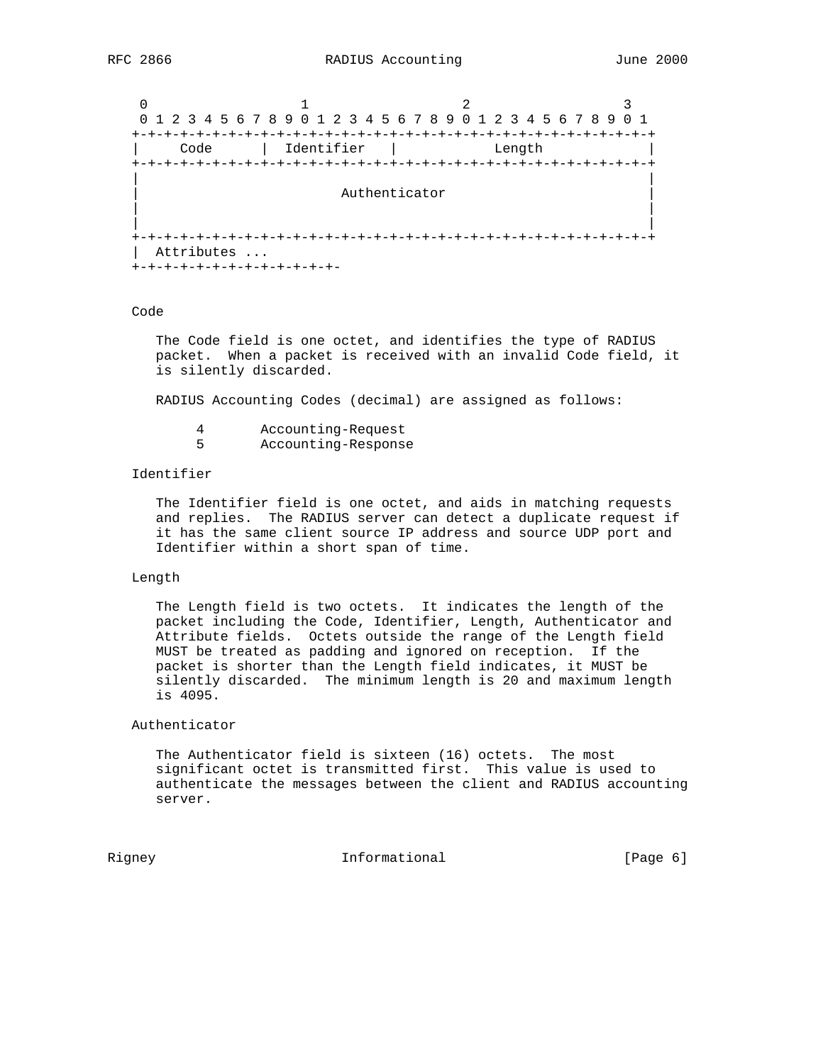```
 0                   1                   2                   3
 0 1 2 3 4 5 6 7 8 9 0 1 2 3 4 5 6 7 8 9 0 1 2 3 4 5 6 7 8 9 0 1
+-+-+-+-+-+-+-+-+-+-+-+-+-+-+-+-+-+-+-+-+-+-+-+-+-+-+-+-+-+-+-+-+
|     Code      |  Identifier   |            Length             |
+-+-+-+-+-+-+-+-+-+-+-+-+-+-+-+-+-+-+-+-+-+-+-+-+-+-+-+-+-+-+-+-+
|                                                               |
|                         Authenticator                         |
|                                                               |
|                                                               |
+-+-+-+-+-+-+-+-+-+-+-+-+-+-+-+-+-+-+-+-+-+-+-+-+-+-+-+-+-+-+-+-+
|  Attributes ...
+-+-+-+-+-+-+-+-+-+-+-+-+-
```

Code

The Code field is one octet, and identifies the type of RADIUS packet. When a packet is received with an invalid Code field, it is silently discarded.

RADIUS Accounting Codes (decimal) are assigned as follows:

```
     4       Accounting-Request
     5       Accounting-Response
```

Identifier

The Identifier field is one octet, and aids in matching requests and replies. The RADIUS server can detect a duplicate request if it has the same client source IP address and source UDP port and Identifier within a short span of time.

Length

The Length field is two octets. It indicates the length of the packet including the Code, Identifier, Length, Authenticator and Attribute fields. Octets outside the range of the Length field MUST be treated as padding and ignored on reception. If the packet is shorter than the Length field indicates, it MUST be silently discarded. The minimum length is 20 and maximum length is 4095.

Authenticator

The Authenticator field is sixteen (16) octets. The most significant octet is transmitted first. This value is used to authenticate the messages between the client and RADIUS accounting server.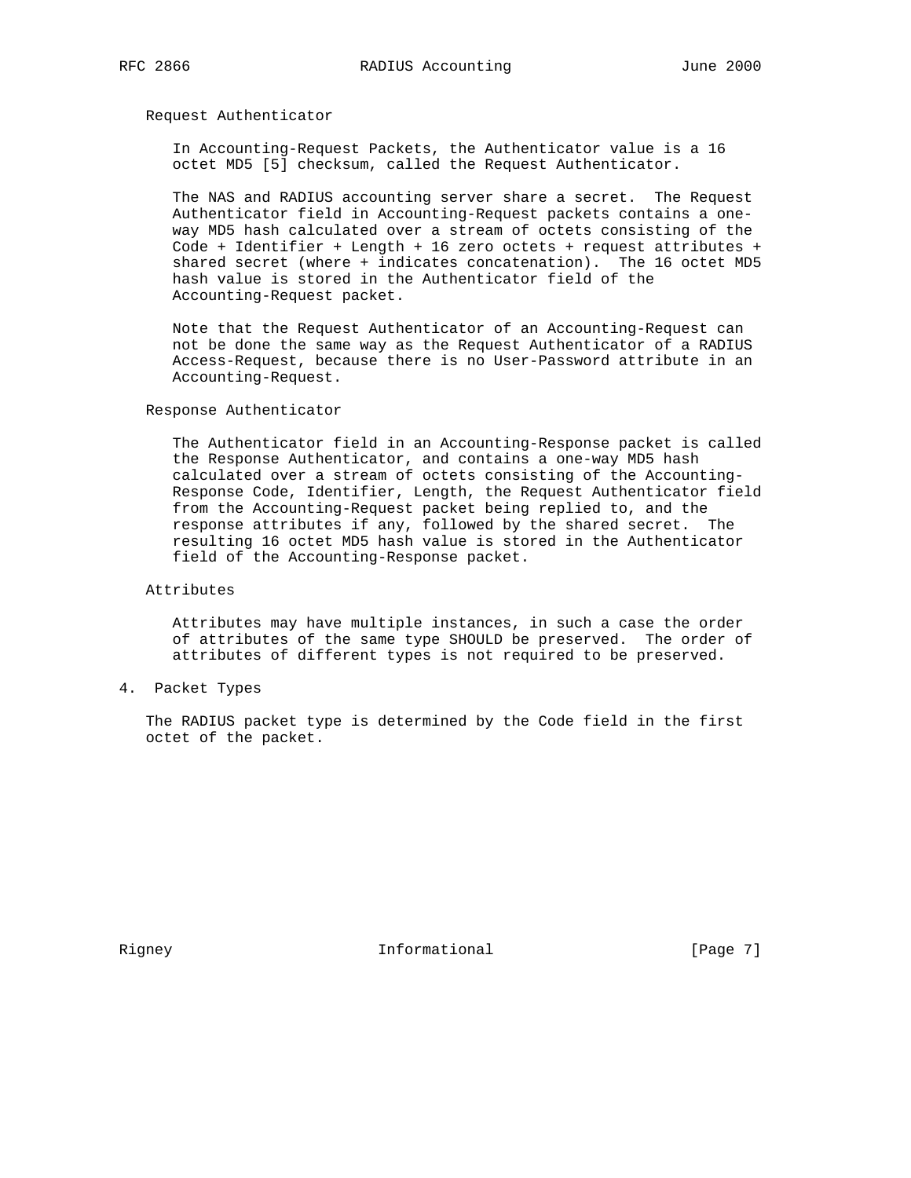### Request Authenticator

In Accounting-Request Packets, the Authenticator value is a 16 octet MD5 [5] checksum, called the Request Authenticator.

The NAS and RADIUS accounting server share a secret. The Request Authenticator field in Accounting-Request packets contains a one-way MD5 hash calculated over a stream of octets consisting of the Code + Identifier + Length + 16 zero octets + request attributes + shared secret (where + indicates concatenation). The 16 octet MD5 hash value is stored in the Authenticator field of the Accounting-Request packet.

Note that the Request Authenticator of an Accounting-Request can not be done the same way as the Request Authenticator of a RADIUS Access-Request, because there is no User-Password attribute in an Accounting-Request.

### Response Authenticator

The Authenticator field in an Accounting-Response packet is called the Response Authenticator, and contains a one-way MD5 hash calculated over a stream of octets consisting of the Accounting-Response Code, Identifier, Length, the Request Authenticator field from the Accounting-Request packet being replied to, and the response attributes if any, followed by the shared secret. The resulting 16 octet MD5 hash value is stored in the Authenticator field of the Accounting-Response packet.

### Attributes

Attributes may have multiple instances, in such a case the order of attributes of the same type SHOULD be preserved. The order of attributes of different types is not required to be preserved.

## 4. Packet Types

The RADIUS packet type is determined by the Code field in the first octet of the packet.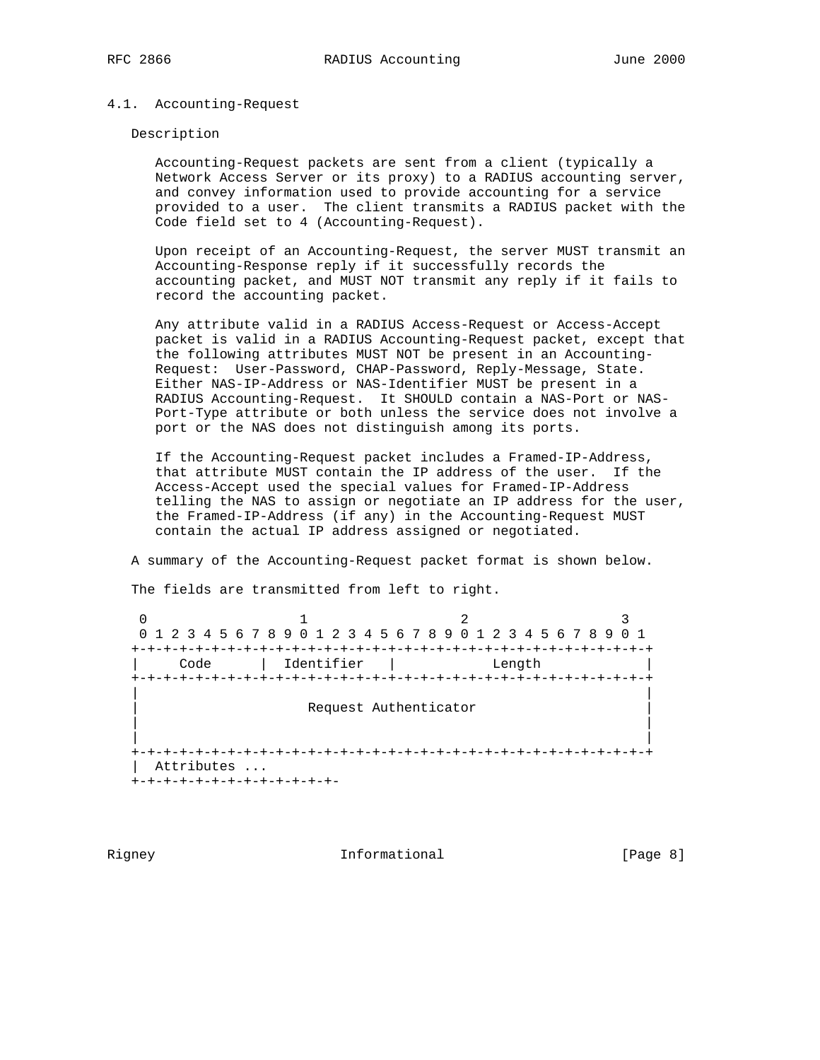## 4.1. Accounting-Request

Description

Accounting-Request packets are sent from a client (typically a Network Access Server or its proxy) to a RADIUS accounting server, and convey information used to provide accounting for a service provided to a user. The client transmits a RADIUS packet with the Code field set to 4 (Accounting-Request).

Upon receipt of an Accounting-Request, the server MUST transmit an Accounting-Response reply if it successfully records the accounting packet, and MUST NOT transmit any reply if it fails to record the accounting packet.

Any attribute valid in a RADIUS Access-Request or Access-Accept packet is valid in a RADIUS Accounting-Request packet, except that the following attributes MUST NOT be present in an Accounting-Request: User-Password, CHAP-Password, Reply-Message, State. Either NAS-IP-Address or NAS-Identifier MUST be present in a RADIUS Accounting-Request. It SHOULD contain a NAS-Port or NAS-Port-Type attribute or both unless the service does not involve a port or the NAS does not distinguish among its ports.

If the Accounting-Request packet includes a Framed-IP-Address, that attribute MUST contain the IP address of the user. If the Access-Accept used the special values for Framed-IP-Address telling the NAS to assign or negotiate an IP address for the user, the Framed-IP-Address (if any) in the Accounting-Request MUST contain the actual IP address assigned or negotiated.

A summary of the Accounting-Request packet format is shown below.

The fields are transmitted from left to right.

```
 0                   1                   2                   3
 0 1 2 3 4 5 6 7 8 9 0 1 2 3 4 5 6 7 8 9 0 1 2 3 4 5 6 7 8 9 0 1
+-+-+-+-+-+-+-+-+-+-+-+-+-+-+-+-+-+-+-+-+-+-+-+-+-+-+-+-+-+-+-+-+
|     Code      |  Identifier   |            Length             |
+-+-+-+-+-+-+-+-+-+-+-+-+-+-+-+-+-+-+-+-+-+-+-+-+-+-+-+-+-+-+-+-+
|                                                               |
|                     Request Authenticator                     |
|                                                               |
|                                                               |
+-+-+-+-+-+-+-+-+-+-+-+-+-+-+-+-+-+-+-+-+-+-+-+-+-+-+-+-+-+-+-+-+
|  Attributes ...
+-+-+-+-+-+-+-+-+-+-+-+-+-
```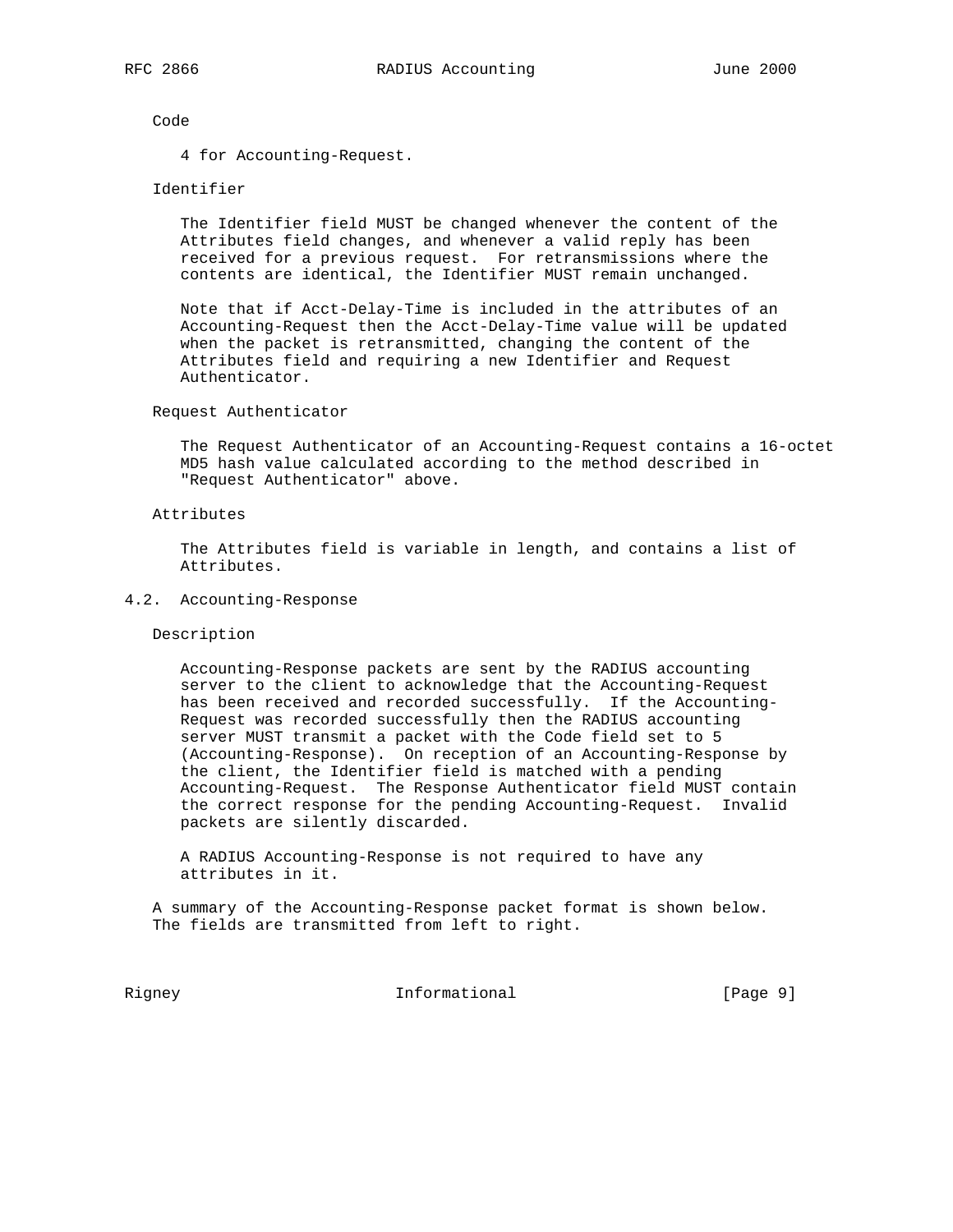Code

4 for Accounting-Request.

Identifier

The Identifier field MUST be changed whenever the content of the Attributes field changes, and whenever a valid reply has been received for a previous request. For retransmissions where the contents are identical, the Identifier MUST remain unchanged.

Note that if Acct-Delay-Time is included in the attributes of an Accounting-Request then the Acct-Delay-Time value will be updated when the packet is retransmitted, changing the content of the Attributes field and requiring a new Identifier and Request Authenticator.

Request Authenticator

The Request Authenticator of an Accounting-Request contains a 16-octet MD5 hash value calculated according to the method described in "Request Authenticator" above.

Attributes

The Attributes field is variable in length, and contains a list of Attributes.

## 4.2. Accounting-Response

Description

Accounting-Response packets are sent by the RADIUS accounting server to the client to acknowledge that the Accounting-Request has been received and recorded successfully. If the Accounting-Request was recorded successfully then the RADIUS accounting server MUST transmit a packet with the Code field set to 5 (Accounting-Response). On reception of an Accounting-Response by the client, the Identifier field is matched with a pending Accounting-Request. The Response Authenticator field MUST contain the correct response for the pending Accounting-Request. Invalid packets are silently discarded.

A RADIUS Accounting-Response is not required to have any attributes in it.

A summary of the Accounting-Response packet format is shown below. The fields are transmitted from left to right.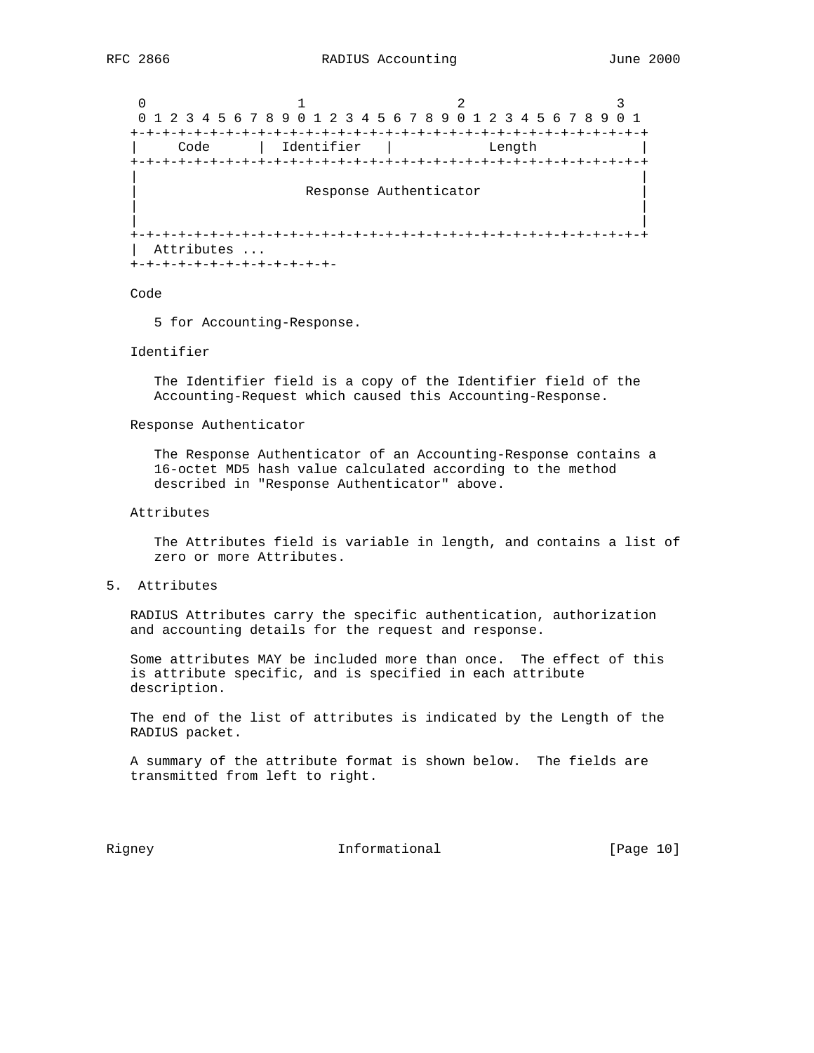```
 0                   1                   2                   3
 0 1 2 3 4 5 6 7 8 9 0 1 2 3 4 5 6 7 8 9 0 1 2 3 4 5 6 7 8 9 0 1
+-+-+-+-+-+-+-+-+-+-+-+-+-+-+-+-+-+-+-+-+-+-+-+-+-+-+-+-+-+-+-+-+
|     Code      |  Identifier   |            Length             |
+-+-+-+-+-+-+-+-+-+-+-+-+-+-+-+-+-+-+-+-+-+-+-+-+-+-+-+-+-+-+-+-+
|                                                               |
|                     Response Authenticator                    |
|                                                               |
|                                                               |
+-+-+-+-+-+-+-+-+-+-+-+-+-+-+-+-+-+-+-+-+-+-+-+-+-+-+-+-+-+-+-+-+
|  Attributes ...
+-+-+-+-+-+-+-+-+-+-+-+-+-
```

Code

5 for Accounting-Response.

Identifier

The Identifier field is a copy of the Identifier field of the Accounting-Request which caused this Accounting-Response.

Response Authenticator

The Response Authenticator of an Accounting-Response contains a 16-octet MD5 hash value calculated according to the method described in "Response Authenticator" above.

Attributes

The Attributes field is variable in length, and contains a list of zero or more Attributes.

## 5. Attributes

RADIUS Attributes carry the specific authentication, authorization and accounting details for the request and response.

Some attributes MAY be included more than once. The effect of this is attribute specific, and is specified in each attribute description.

The end of the list of attributes is indicated by the Length of the RADIUS packet.

A summary of the attribute format is shown below. The fields are transmitted from left to right.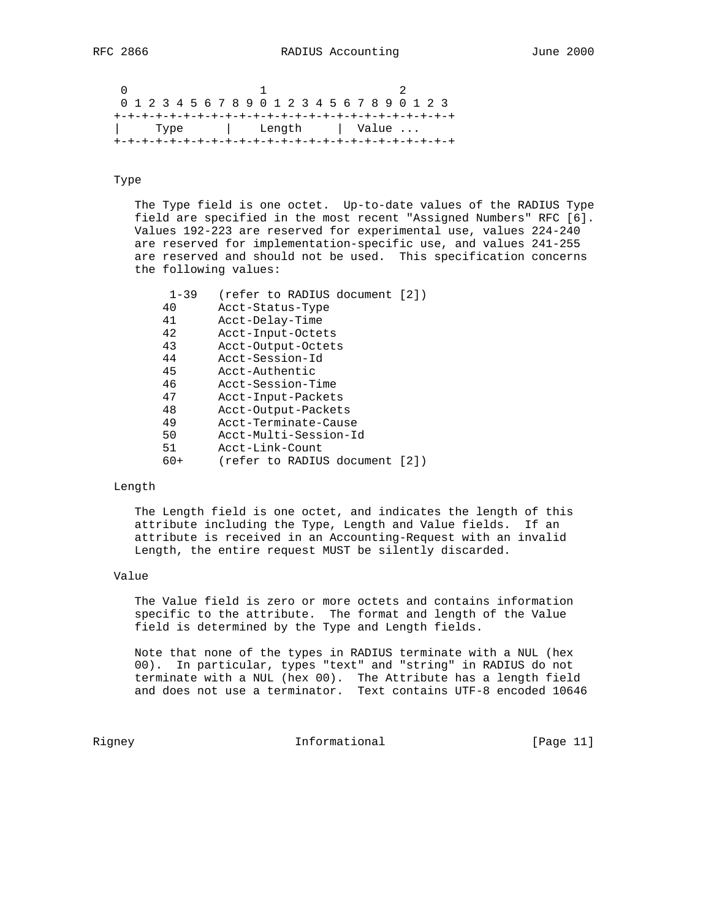```
 0                   1                   2
 0 1 2 3 4 5 6 7 8 9 0 1 2 3 4 5 6 7 8 9 0 1 2 3
+-+-+-+-+-+-+-+-+-+-+-+-+-+-+-+-+-+-+-+-+-+-+-+-+
|     Type      |    Length     |  Value ...
+-+-+-+-+-+-+-+-+-+-+-+-+-+-+-+-+-+-+-+-+-+-+-+-+
```

Type

The Type field is one octet. Up-to-date values of the RADIUS Type field are specified in the most recent "Assigned Numbers" RFC [6]. Values 192-223 are reserved for experimental use, values 224-240 are reserved for implementation-specific use, and values 241-255 are reserved and should not be used. This specification concerns the following values:

```
 1-39   (refer to RADIUS document [2])
40      Acct-Status-Type
41      Acct-Delay-Time
42      Acct-Input-Octets
43      Acct-Output-Octets
44      Acct-Session-Id
45      Acct-Authentic
46      Acct-Session-Time
47      Acct-Input-Packets
48      Acct-Output-Packets
49      Acct-Terminate-Cause
50      Acct-Multi-Session-Id
51      Acct-Link-Count
60+     (refer to RADIUS document [2])
```

Length

The Length field is one octet, and indicates the length of this attribute including the Type, Length and Value fields. If an attribute is received in an Accounting-Request with an invalid Length, the entire request MUST be silently discarded.

Value

The Value field is zero or more octets and contains information specific to the attribute. The format and length of the Value field is determined by the Type and Length fields.

Note that none of the types in RADIUS terminate with a NUL (hex 00). In particular, types "text" and "string" in RADIUS do not terminate with a NUL (hex 00). The Attribute has a length field and does not use a terminator. Text contains UTF-8 encoded 10646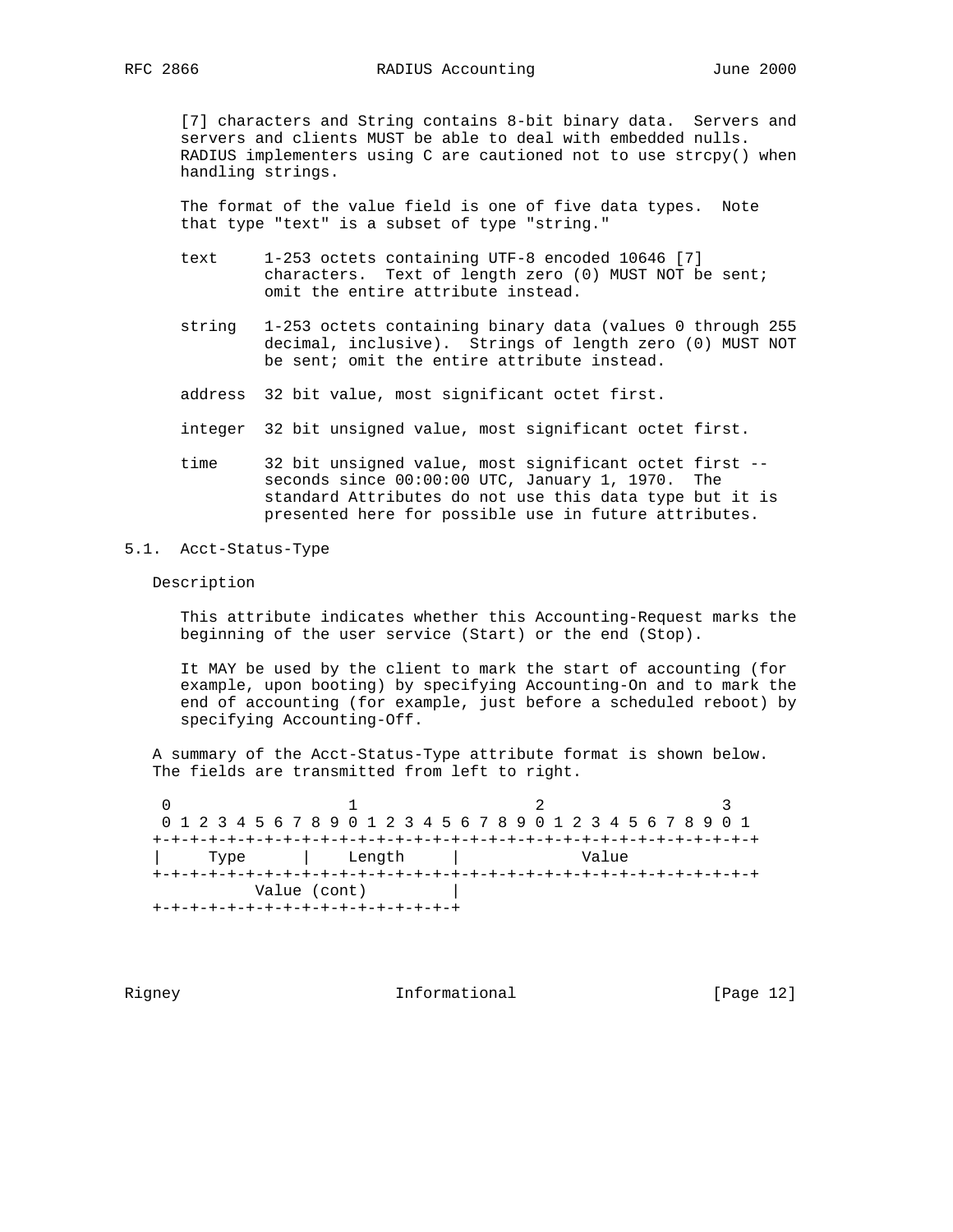[7] characters and String contains 8-bit binary data. Servers and servers and clients MUST be able to deal with embedded nulls. RADIUS implementers using C are cautioned not to use strcpy() when handling strings.

The format of the value field is one of five data types. Note that type "text" is a subset of type "string."

- text — 1-253 octets containing UTF-8 encoded 10646 [7] characters. Text of length zero (0) MUST NOT be sent; omit the entire attribute instead.
- string — 1-253 octets containing binary data (values 0 through 255 decimal, inclusive). Strings of length zero (0) MUST NOT be sent; omit the entire attribute instead.
- address — 32 bit value, most significant octet first.
- integer — 32 bit unsigned value, most significant octet first.
- time — 32 bit unsigned value, most significant octet first -- seconds since 00:00:00 UTC, January 1, 1970. The standard Attributes do not use this data type but it is presented here for possible use in future attributes.

## 5.1. Acct-Status-Type

Description

This attribute indicates whether this Accounting-Request marks the beginning of the user service (Start) or the end (Stop).

It MAY be used by the client to mark the start of accounting (for example, upon booting) by specifying Accounting-On and to mark the end of accounting (for example, just before a scheduled reboot) by specifying Accounting-Off.

A summary of the Acct-Status-Type attribute format is shown below. The fields are transmitted from left to right.

```
 0                   1                   2                   3
 0 1 2 3 4 5 6 7 8 9 0 1 2 3 4 5 6 7 8 9 0 1 2 3 4 5 6 7 8 9 0 1
+-+-+-+-+-+-+-+-+-+-+-+-+-+-+-+-+-+-+-+-+-+-+-+-+-+-+-+-+-+-+-+-+
|     Type      |    Length     |             Value
+-+-+-+-+-+-+-+-+-+-+-+-+-+-+-+-+-+-+-+-+-+-+-+-+-+-+-+-+-+-+-+-+
          Value (cont)         |
+-+-+-+-+-+-+-+-+-+-+-+-+-+-+-+-+
```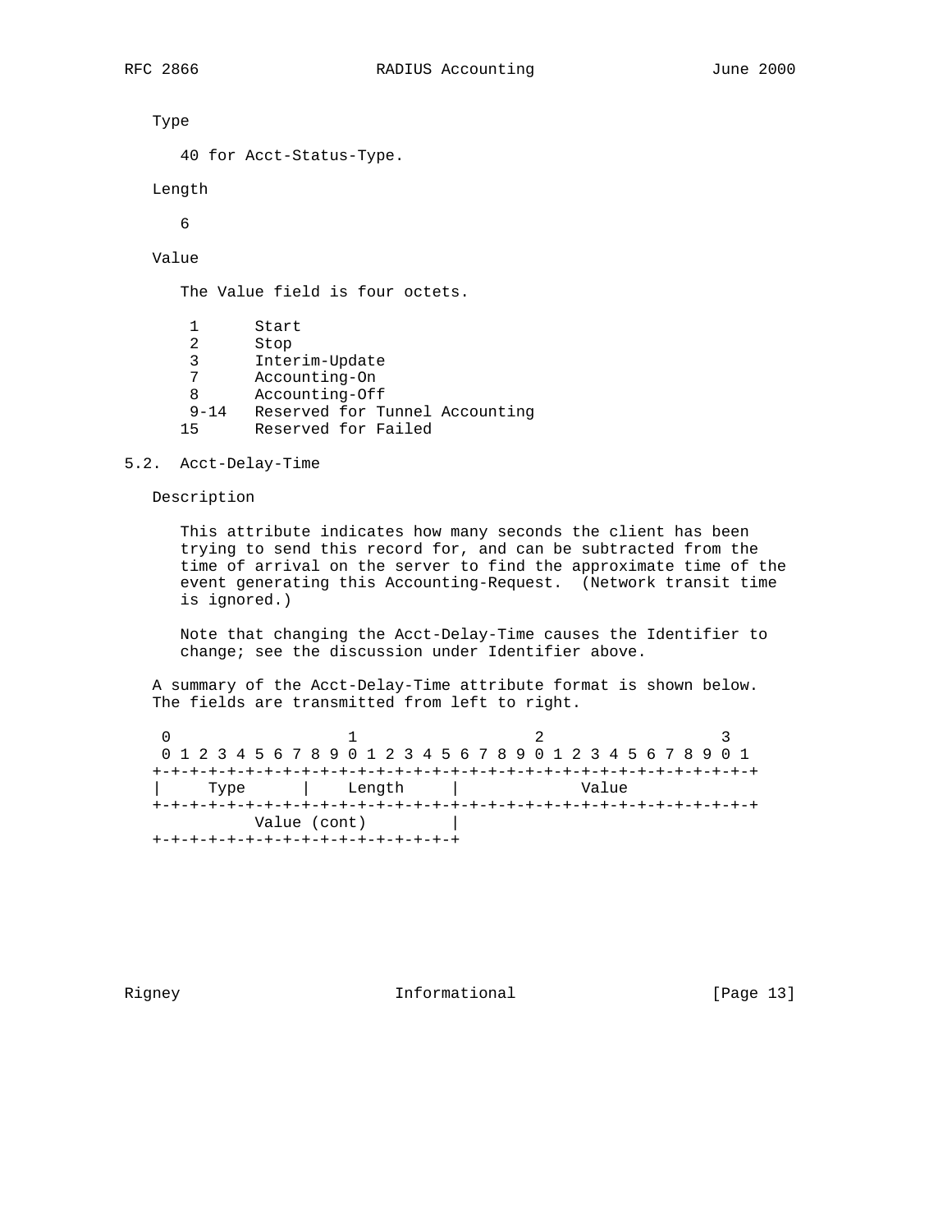Type

40 for Acct-Status-Type.

Length

6

Value

The Value field is four octets.

```
 1      Start
 2      Stop
 3      Interim-Update
 7      Accounting-On
 8      Accounting-Off
 9-14   Reserved for Tunnel Accounting
15      Reserved for Failed
```

### 5.2. Acct-Delay-Time

Description

This attribute indicates how many seconds the client has been trying to send this record for, and can be subtracted from the time of arrival on the server to find the approximate time of the event generating this Accounting-Request. (Network transit time is ignored.)

Note that changing the Acct-Delay-Time causes the Identifier to change; see the discussion under Identifier above.

A summary of the Acct-Delay-Time attribute format is shown below. The fields are transmitted from left to right.

```
 0                   1                   2                   3
 0 1 2 3 4 5 6 7 8 9 0 1 2 3 4 5 6 7 8 9 0 1 2 3 4 5 6 7 8 9 0 1
+-+-+-+-+-+-+-+-+-+-+-+-+-+-+-+-+-+-+-+-+-+-+-+-+-+-+-+-+-+-+-+-+
|     Type      |    Length     |             Value
+-+-+-+-+-+-+-+-+-+-+-+-+-+-+-+-+-+-+-+-+-+-+-+-+-+-+-+-+-+-+-+-+
          Value (cont)         |
+-+-+-+-+-+-+-+-+-+-+-+-+-+-+-+-+
```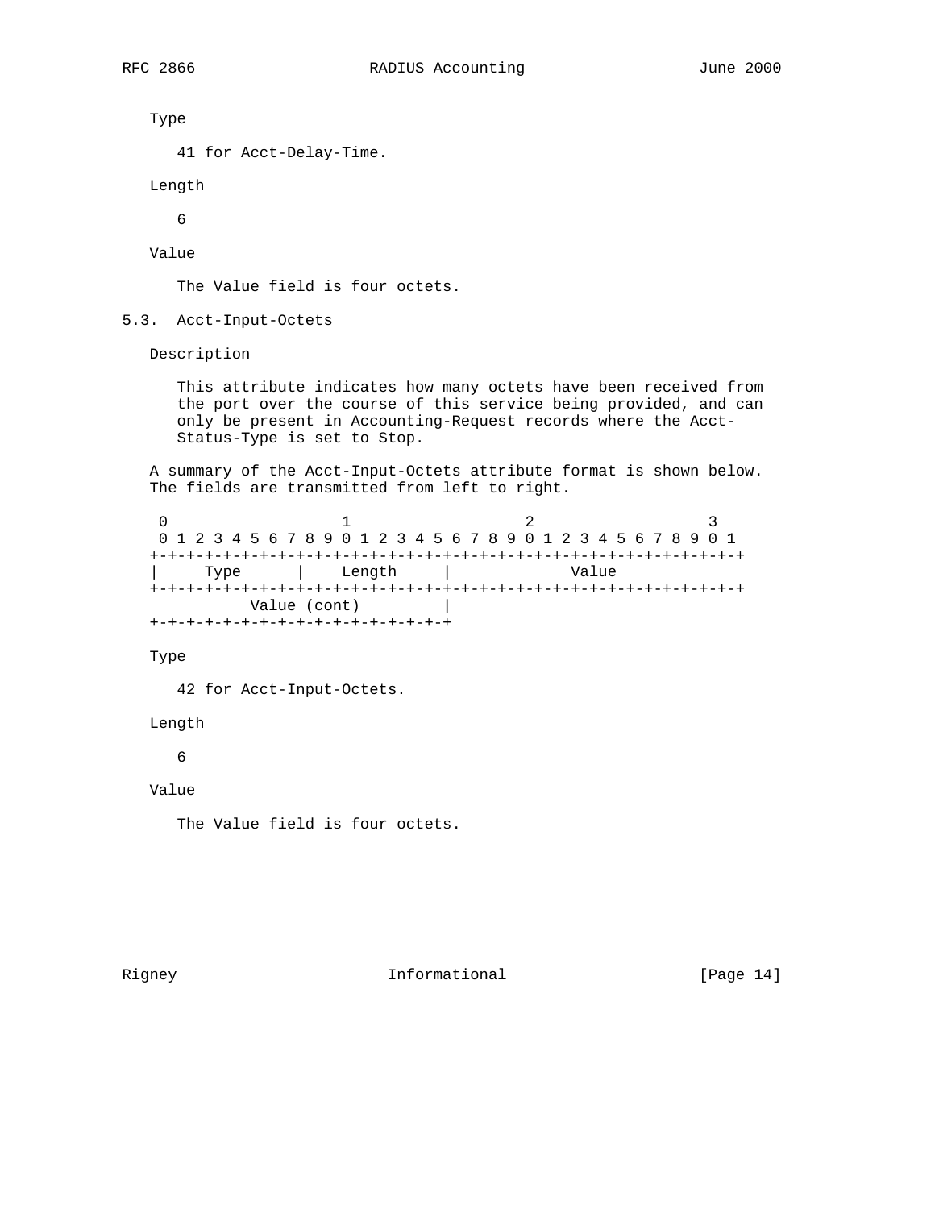Type

41 for Acct-Delay-Time.

Length

6

Value

The Value field is four octets.

## 5.3. Acct-Input-Octets

Description

This attribute indicates how many octets have been received from the port over the course of this service being provided, and can only be present in Accounting-Request records where the Acct-Status-Type is set to Stop.

A summary of the Acct-Input-Octets attribute format is shown below. The fields are transmitted from left to right.

```
 0                   1                   2                   3
 0 1 2 3 4 5 6 7 8 9 0 1 2 3 4 5 6 7 8 9 0 1 2 3 4 5 6 7 8 9 0 1
+-+-+-+-+-+-+-+-+-+-+-+-+-+-+-+-+-+-+-+-+-+-+-+-+-+-+-+-+-+-+-+-+
|     Type      |    Length     |             Value
+-+-+-+-+-+-+-+-+-+-+-+-+-+-+-+-+-+-+-+-+-+-+-+-+-+-+-+-+-+-+-+-+
          Value (cont)         |
+-+-+-+-+-+-+-+-+-+-+-+-+-+-+-+-+
```

Type

42 for Acct-Input-Octets.

Length

6

Value

The Value field is four octets.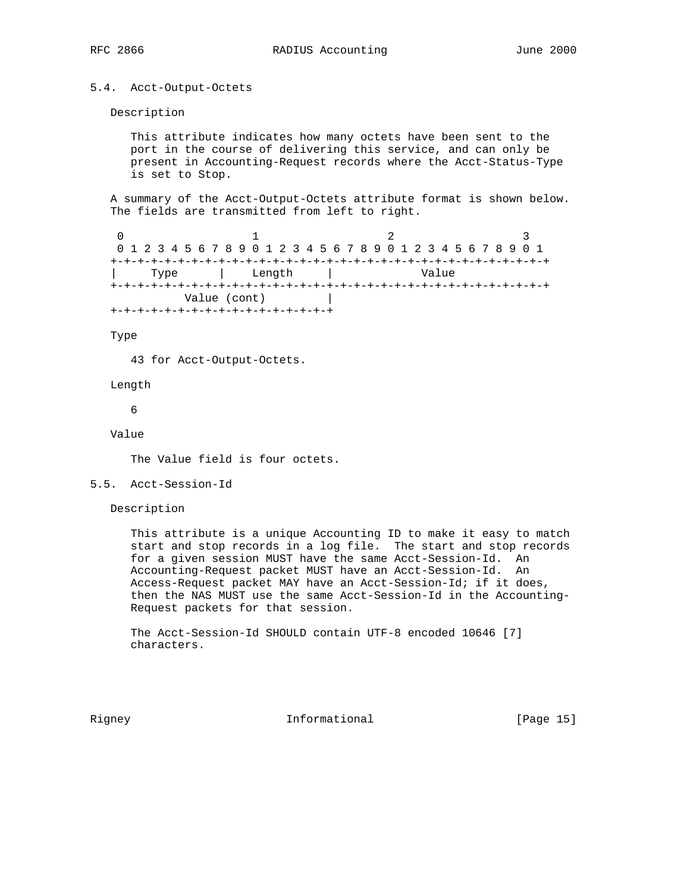## 5.4. Acct-Output-Octets

Description

This attribute indicates how many octets have been sent to the port in the course of delivering this service, and can only be present in Accounting-Request records where the Acct-Status-Type is set to Stop.

A summary of the Acct-Output-Octets attribute format is shown below. The fields are transmitted from left to right.

```
 0                   1                   2                   3
 0 1 2 3 4 5 6 7 8 9 0 1 2 3 4 5 6 7 8 9 0 1 2 3 4 5 6 7 8 9 0 1
+-+-+-+-+-+-+-+-+-+-+-+-+-+-+-+-+-+-+-+-+-+-+-+-+-+-+-+-+-+-+-+-+
|     Type      |    Length     |             Value
+-+-+-+-+-+-+-+-+-+-+-+-+-+-+-+-+-+-+-+-+-+-+-+-+-+-+-+-+-+-+-+-+
          Value (cont)         |
+-+-+-+-+-+-+-+-+-+-+-+-+-+-+-+-+
```

Type

43 for Acct-Output-Octets.

Length

6

Value

The Value field is four octets.

## 5.5. Acct-Session-Id

Description

This attribute is a unique Accounting ID to make it easy to match start and stop records in a log file. The start and stop records for a given session MUST have the same Acct-Session-Id. An Accounting-Request packet MUST have an Acct-Session-Id. An Access-Request packet MAY have an Acct-Session-Id; if it does, then the NAS MUST use the same Acct-Session-Id in the Accounting-Request packets for that session.

The Acct-Session-Id SHOULD contain UTF-8 encoded 10646 [7] characters.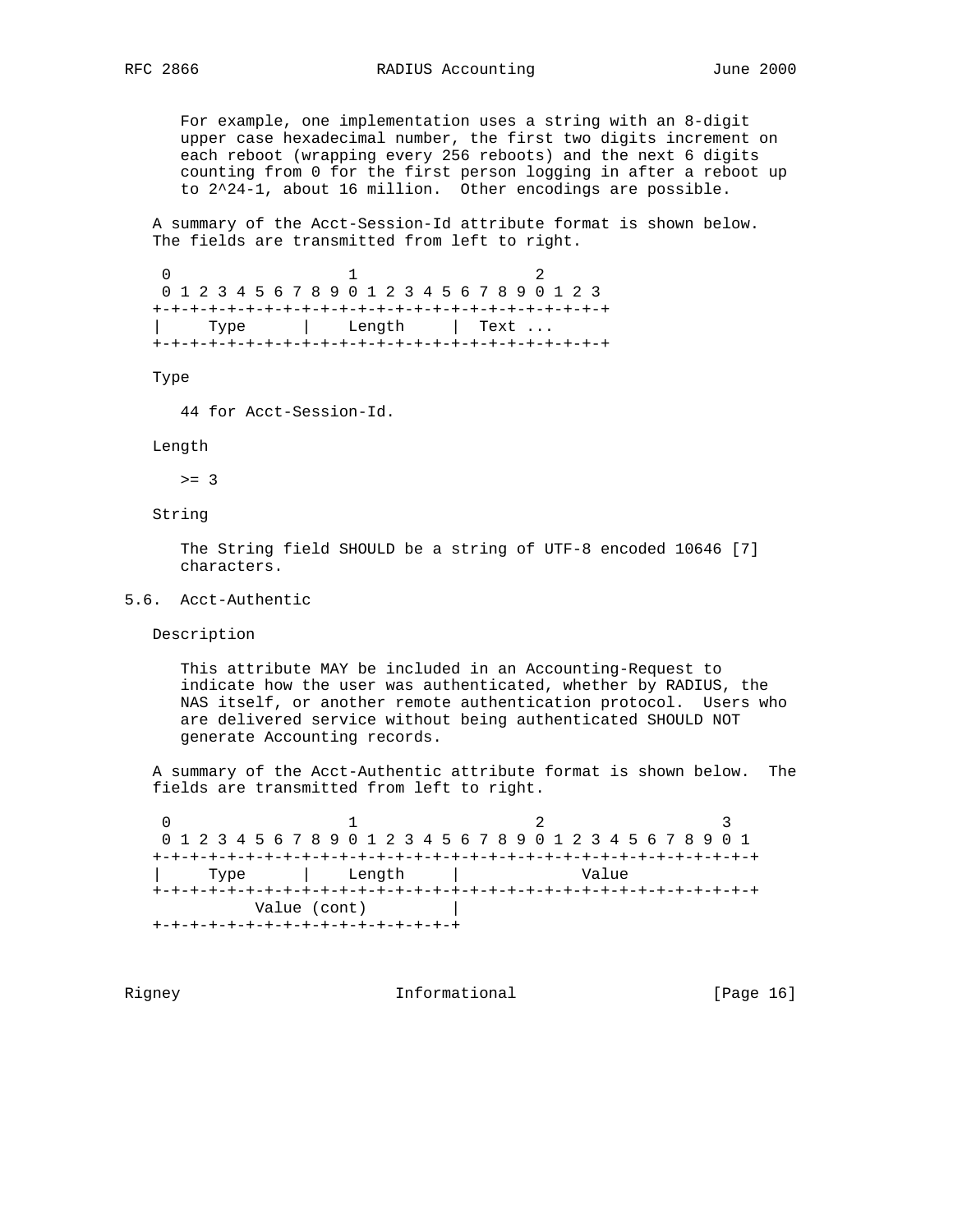For example, one implementation uses a string with an 8-digit upper case hexadecimal number, the first two digits increment on each reboot (wrapping every 256 reboots) and the next 6 digits counting from 0 for the first person logging in after a reboot up to 2^24-1, about 16 million. Other encodings are possible.

A summary of the Acct-Session-Id attribute format is shown below. The fields are transmitted from left to right.

```
 0                   1                   2
 0 1 2 3 4 5 6 7 8 9 0 1 2 3 4 5 6 7 8 9 0 1 2 3
+-+-+-+-+-+-+-+-+-+-+-+-+-+-+-+-+-+-+-+-+-+-+-+-+
|     Type      |    Length     |  Text ...
+-+-+-+-+-+-+-+-+-+-+-+-+-+-+-+-+-+-+-+-+-+-+-+-+
```

Type

44 for Acct-Session-Id.

Length

>= 3

String

The String field SHOULD be a string of UTF-8 encoded 10646 [7] characters.

## 5.6. Acct-Authentic

Description

This attribute MAY be included in an Accounting-Request to indicate how the user was authenticated, whether by RADIUS, the NAS itself, or another remote authentication protocol. Users who are delivered service without being authenticated SHOULD NOT generate Accounting records.

A summary of the Acct-Authentic attribute format is shown below. The fields are transmitted from left to right.

```
 0                   1                   2                   3
 0 1 2 3 4 5 6 7 8 9 0 1 2 3 4 5 6 7 8 9 0 1 2 3 4 5 6 7 8 9 0 1
+-+-+-+-+-+-+-+-+-+-+-+-+-+-+-+-+-+-+-+-+-+-+-+-+-+-+-+-+-+-+-+-+
|     Type      |    Length     |             Value
+-+-+-+-+-+-+-+-+-+-+-+-+-+-+-+-+-+-+-+-+-+-+-+-+-+-+-+-+-+-+-+-+
         Value (cont)           |
+-+-+-+-+-+-+-+-+-+-+-+-+-+-+-+-+
```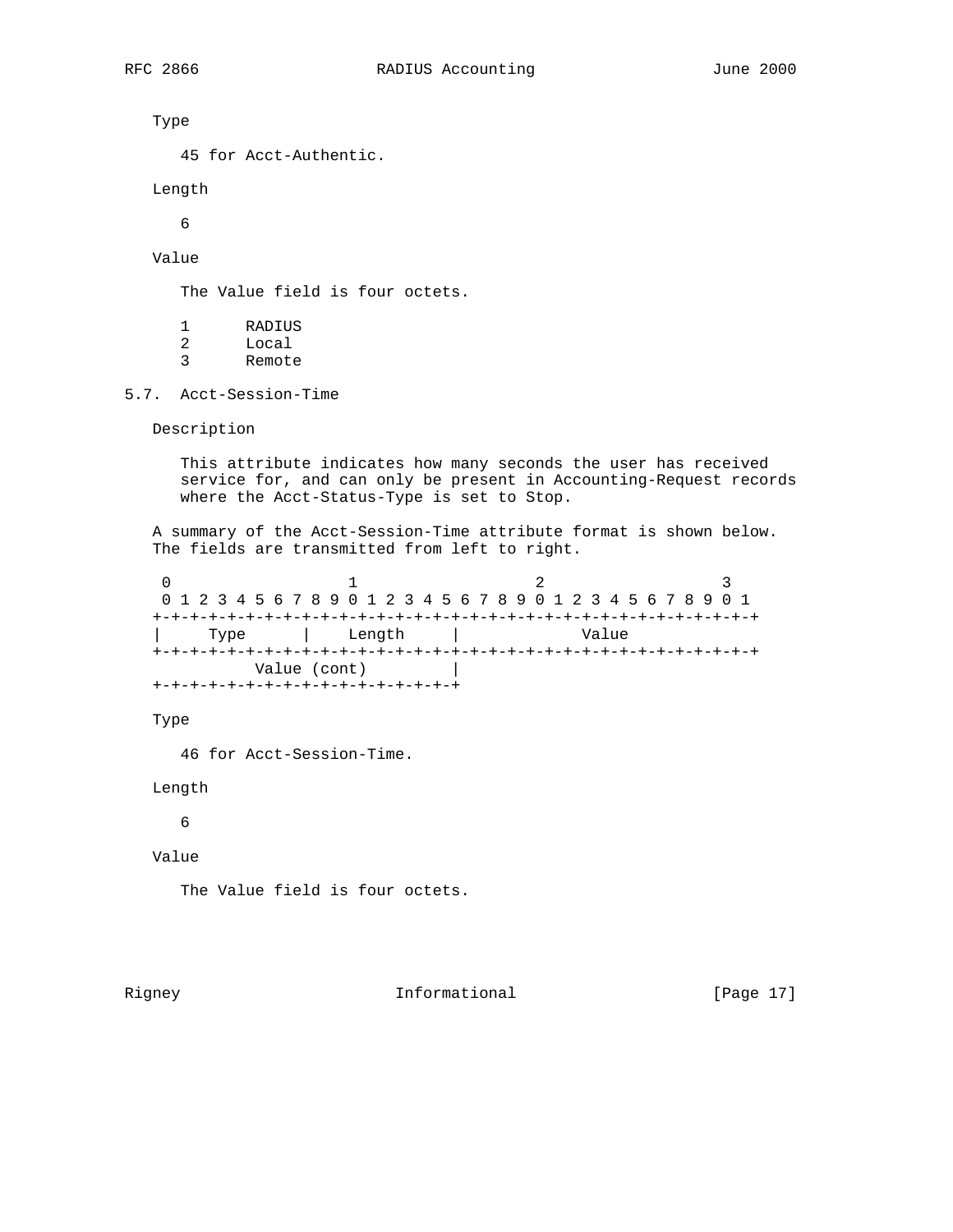Type

   45 for Acct-Authentic.

Length

   6

Value

   The Value field is four octets.

   1      RADIUS
   2      Local
   3      Remote

### 5.7. Acct-Session-Time

Description

   This attribute indicates how many seconds the user has received service for, and can only be present in Accounting-Request records where the Acct-Status-Type is set to Stop.

A summary of the Acct-Session-Time attribute format is shown below. The fields are transmitted from left to right.

```
 0                   1                   2                   3
 0 1 2 3 4 5 6 7 8 9 0 1 2 3 4 5 6 7 8 9 0 1 2 3 4 5 6 7 8 9 0 1
+-+-+-+-+-+-+-+-+-+-+-+-+-+-+-+-+-+-+-+-+-+-+-+-+-+-+-+-+-+-+-+-+
|     Type      |    Length     |             Value
+-+-+-+-+-+-+-+-+-+-+-+-+-+-+-+-+-+-+-+-+-+-+-+-+-+-+-+-+-+-+-+-+
          Value (cont)         |
+-+-+-+-+-+-+-+-+-+-+-+-+-+-+-+-+
```

Type

   46 for Acct-Session-Time.

Length

   6

Value

   The Value field is four octets.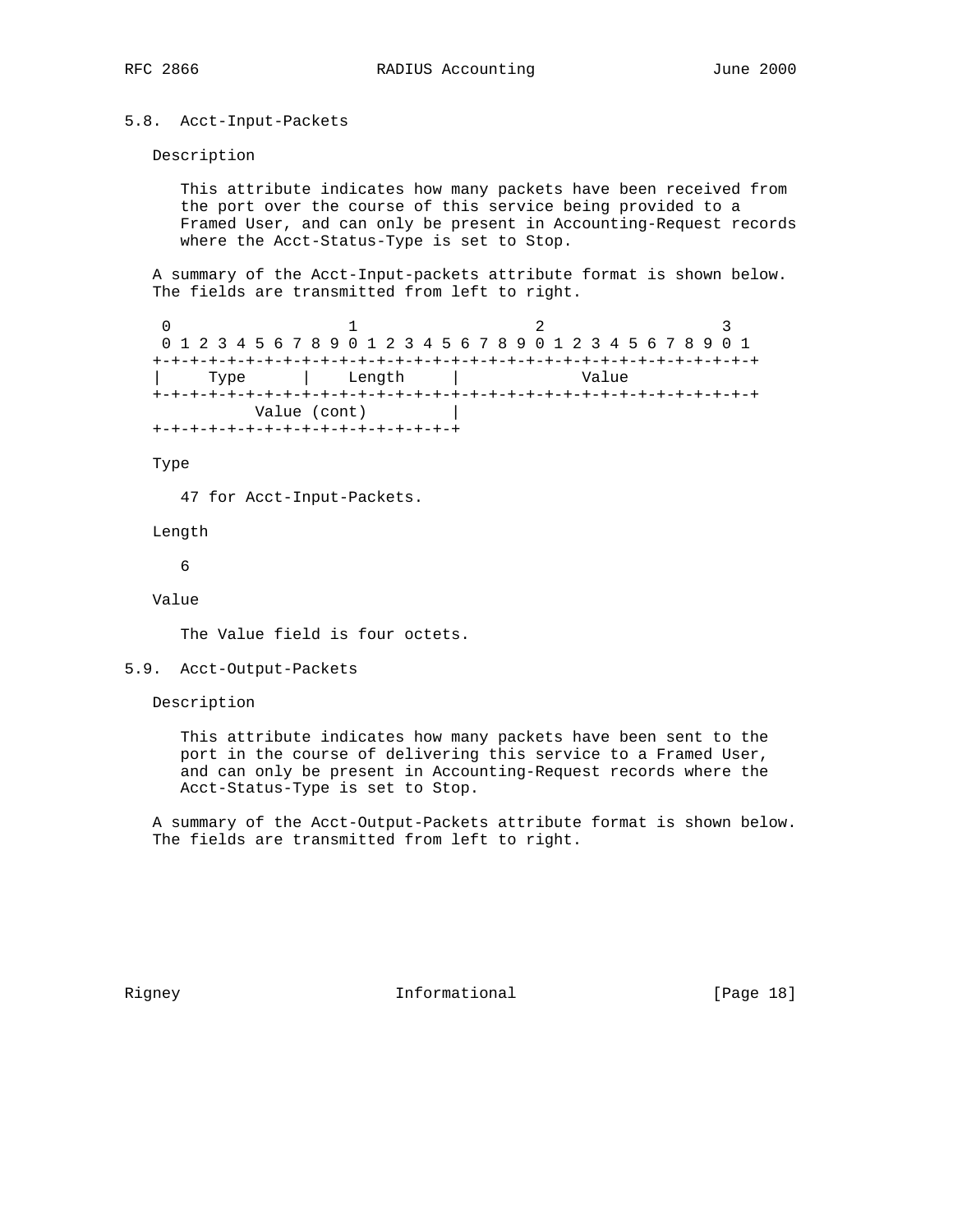## 5.8. Acct-Input-Packets

Description

This attribute indicates how many packets have been received from the port over the course of this service being provided to a Framed User, and can only be present in Accounting-Request records where the Acct-Status-Type is set to Stop.

A summary of the Acct-Input-packets attribute format is shown below. The fields are transmitted from left to right.

```
 0                   1                   2                   3
 0 1 2 3 4 5 6 7 8 9 0 1 2 3 4 5 6 7 8 9 0 1 2 3 4 5 6 7 8 9 0 1
+-+-+-+-+-+-+-+-+-+-+-+-+-+-+-+-+-+-+-+-+-+-+-+-+-+-+-+-+-+-+-+-+
|     Type      |    Length     |             Value
+-+-+-+-+-+-+-+-+-+-+-+-+-+-+-+-+-+-+-+-+-+-+-+-+-+-+-+-+-+-+-+-+
          Value (cont)         |
+-+-+-+-+-+-+-+-+-+-+-+-+-+-+-+-+
```

Type

47 for Acct-Input-Packets.

Length

6

Value

The Value field is four octets.

## 5.9. Acct-Output-Packets

Description

This attribute indicates how many packets have been sent to the port in the course of delivering this service to a Framed User, and can only be present in Accounting-Request records where the Acct-Status-Type is set to Stop.

A summary of the Acct-Output-Packets attribute format is shown below. The fields are transmitted from left to right.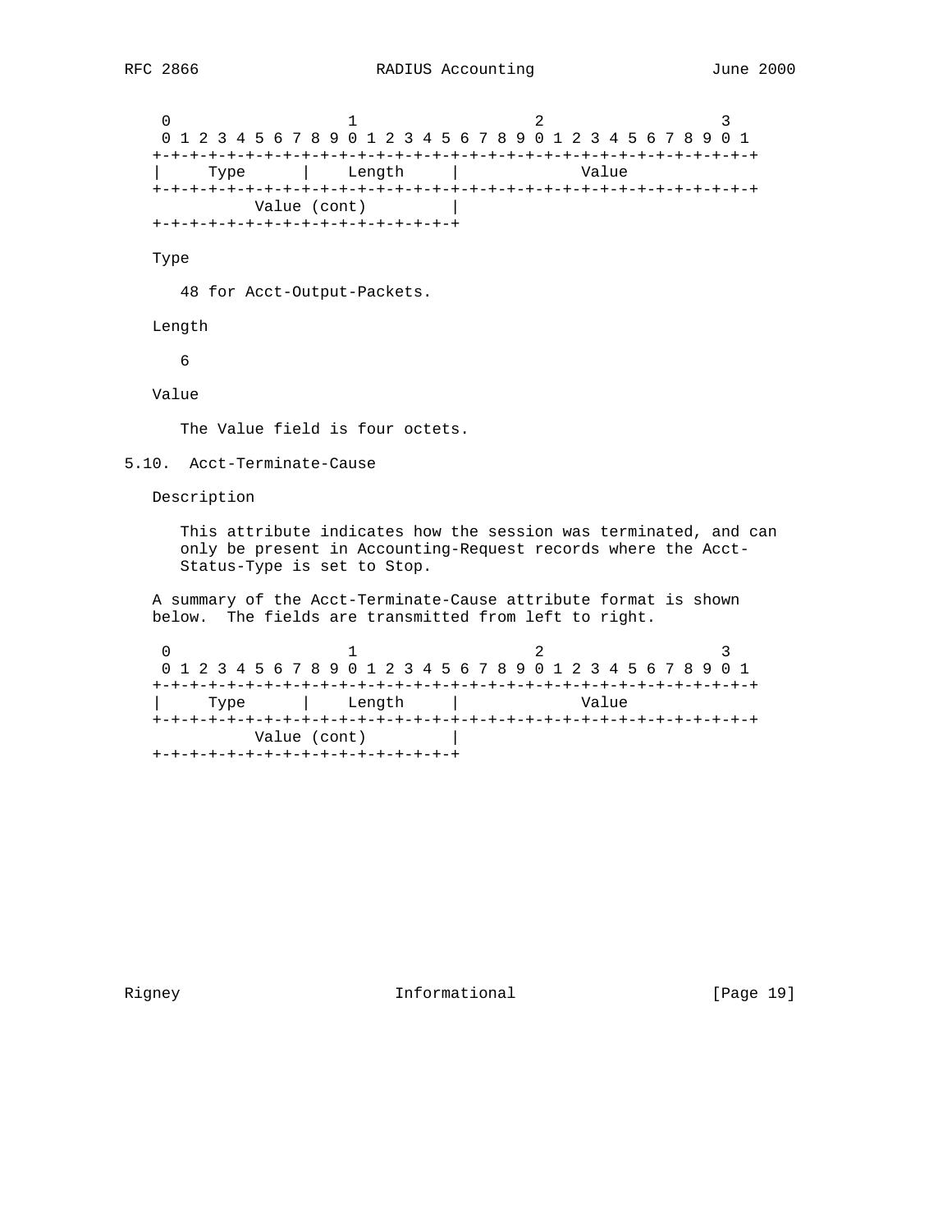```
    0                   1                   2                   3
    0 1 2 3 4 5 6 7 8 9 0 1 2 3 4 5 6 7 8 9 0 1 2 3 4 5 6 7 8 9 0 1
   +-+-+-+-+-+-+-+-+-+-+-+-+-+-+-+-+-+-+-+-+-+-+-+-+-+-+-+-+-+-+-+-+
   |     Type      |    Length     |             Value
   +-+-+-+-+-+-+-+-+-+-+-+-+-+-+-+-+-+-+-+-+-+-+-+-+-+-+-+-+-+-+-+-+
              Value (cont)         |
   +-+-+-+-+-+-+-+-+-+-+-+-+-+-+-+-+
```

Type

   48 for Acct-Output-Packets.

Length

   6

Value

   The Value field is four octets.

## 5.10. Acct-Terminate-Cause

Description

   This attribute indicates how the session was terminated, and can only be present in Accounting-Request records where the Acct-Status-Type is set to Stop.

A summary of the Acct-Terminate-Cause attribute format is shown below. The fields are transmitted from left to right.

```
    0                   1                   2                   3
    0 1 2 3 4 5 6 7 8 9 0 1 2 3 4 5 6 7 8 9 0 1 2 3 4 5 6 7 8 9 0 1
   +-+-+-+-+-+-+-+-+-+-+-+-+-+-+-+-+-+-+-+-+-+-+-+-+-+-+-+-+-+-+-+-+
   |     Type      |    Length     |             Value
   +-+-+-+-+-+-+-+-+-+-+-+-+-+-+-+-+-+-+-+-+-+-+-+-+-+-+-+-+-+-+-+-+
              Value (cont)         |
   +-+-+-+-+-+-+-+-+-+-+-+-+-+-+-+-+
```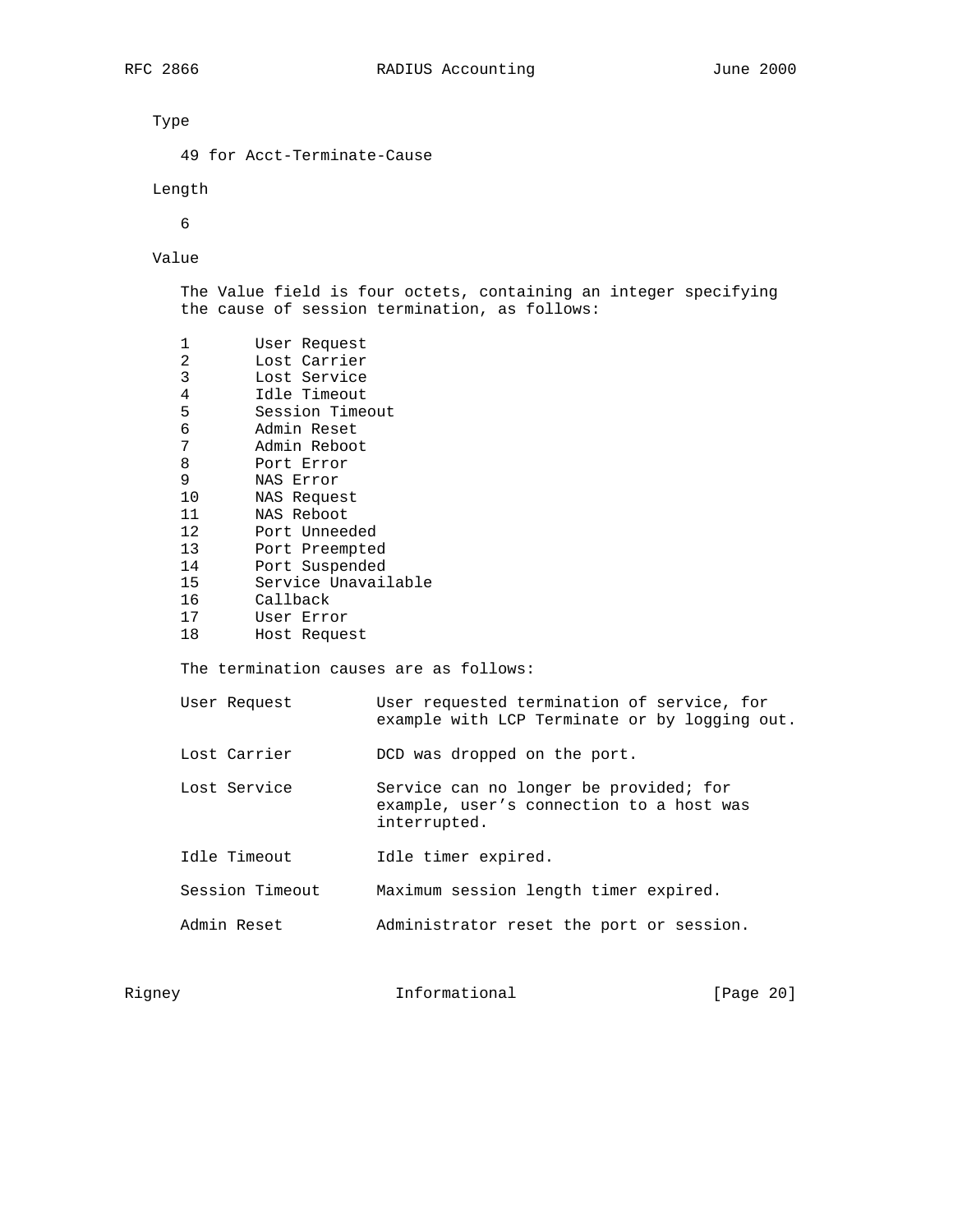Type

49 for Acct-Terminate-Cause

Length

6

Value

The Value field is four octets, containing an integer specifying the cause of session termination, as follows:

```
1       User Request
2       Lost Carrier
3       Lost Service
4       Idle Timeout
5       Session Timeout
6       Admin Reset
7       Admin Reboot
8       Port Error
9       NAS Error
10      NAS Request
11      NAS Reboot
12      Port Unneeded
13      Port Preempted
14      Port Suspended
15      Service Unavailable
16      Callback
17      User Error
18      Host Request
```

The termination causes are as follows:

```
User Request         User requested termination of service, for
                     example with LCP Terminate or by logging out.

Lost Carrier         DCD was dropped on the port.

Lost Service         Service can no longer be provided; for
                     example, user's connection to a host was
                     interrupted.

Idle Timeout         Idle timer expired.

Session Timeout      Maximum session length timer expired.

Admin Reset          Administrator reset the port or session.
```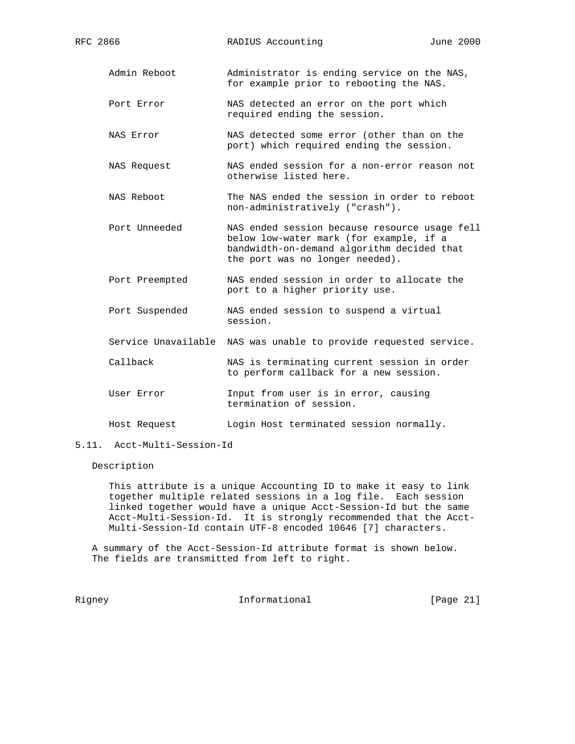Admin Reboot — Administrator is ending service on the NAS, for example prior to rebooting the NAS.

Port Error — NAS detected an error on the port which required ending the session.

NAS Error — NAS detected some error (other than on the port) which required ending the session.

NAS Request — NAS ended session for a non-error reason not otherwise listed here.

NAS Reboot — The NAS ended the session in order to reboot non-administratively ("crash").

Port Unneeded — NAS ended session because resource usage fell below low-water mark (for example, if a bandwidth-on-demand algorithm decided that the port was no longer needed).

Port Preempted — NAS ended session in order to allocate the port to a higher priority use.

Port Suspended — NAS ended session to suspend a virtual session.

Service Unavailable — NAS was unable to provide requested service.

Callback — NAS is terminating current session in order to perform callback for a new session.

User Error — Input from user is in error, causing termination of session.

Host Request — Login Host terminated session normally.

## 5.11. Acct-Multi-Session-Id

Description

This attribute is a unique Accounting ID to make it easy to link together multiple related sessions in a log file. Each session linked together would have a unique Acct-Session-Id but the same Acct-Multi-Session-Id. It is strongly recommended that the Acct-Multi-Session-Id contain UTF-8 encoded 10646 [7] characters.

A summary of the Acct-Session-Id attribute format is shown below. The fields are transmitted from left to right.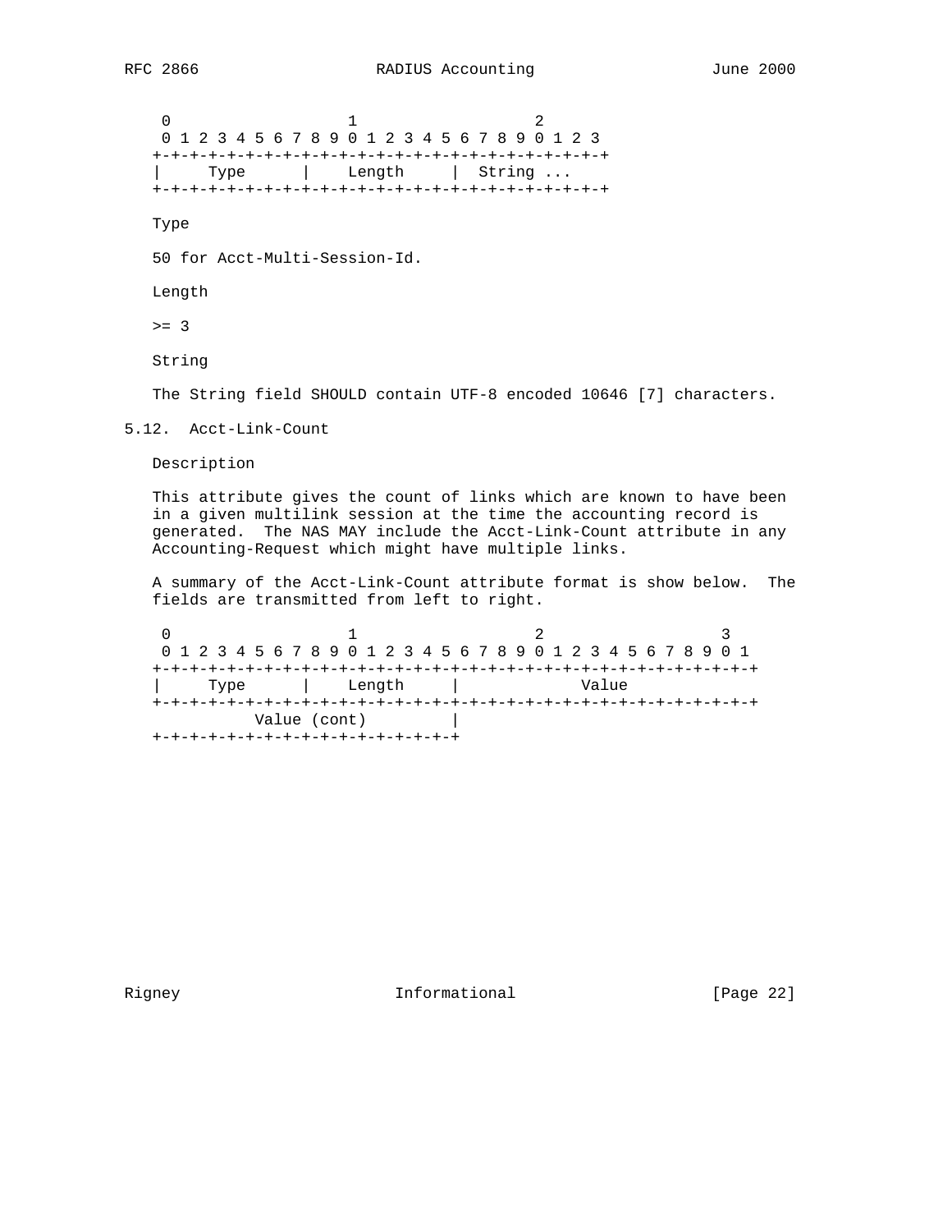```
    0                   1                   2
    0 1 2 3 4 5 6 7 8 9 0 1 2 3 4 5 6 7 8 9 0 1 2 3
   +-+-+-+-+-+-+-+-+-+-+-+-+-+-+-+-+-+-+-+-+-+-+-+-+
   |     Type      |    Length     |  String ...
   +-+-+-+-+-+-+-+-+-+-+-+-+-+-+-+-+-+-+-+-+-+-+-+-+
```

Type

50 for Acct-Multi-Session-Id.

Length

>= 3

String

The String field SHOULD contain UTF-8 encoded 10646 [7] characters.

## 5.12. Acct-Link-Count

Description

This attribute gives the count of links which are known to have been in a given multilink session at the time the accounting record is generated. The NAS MAY include the Acct-Link-Count attribute in any Accounting-Request which might have multiple links.

A summary of the Acct-Link-Count attribute format is show below. The fields are transmitted from left to right.

```
    0                   1                   2                   3
    0 1 2 3 4 5 6 7 8 9 0 1 2 3 4 5 6 7 8 9 0 1 2 3 4 5 6 7 8 9 0 1
   +-+-+-+-+-+-+-+-+-+-+-+-+-+-+-+-+-+-+-+-+-+-+-+-+-+-+-+-+-+-+-+-+
   |     Type      |    Length     |            Value
   +-+-+-+-+-+-+-+-+-+-+-+-+-+-+-+-+-+-+-+-+-+-+-+-+-+-+-+-+-+-+-+-+
             Value (cont)         |
   +-+-+-+-+-+-+-+-+-+-+-+-+-+-+-+-+
```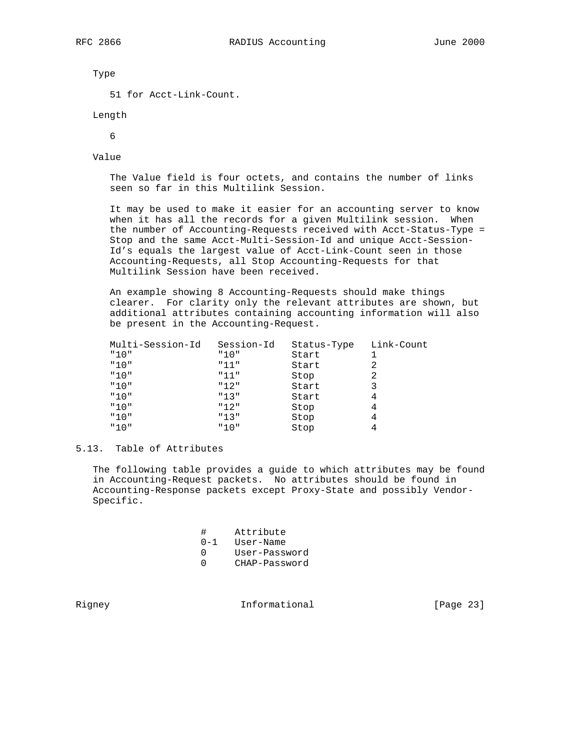Type

51 for Acct-Link-Count.

Length

6

Value

The Value field is four octets, and contains the number of links seen so far in this Multilink Session.

It may be used to make it easier for an accounting server to know when it has all the records for a given Multilink session. When the number of Accounting-Requests received with Acct-Status-Type = Stop and the same Acct-Multi-Session-Id and unique Acct-Session-Id's equals the largest value of Acct-Link-Count seen in those Accounting-Requests, all Stop Accounting-Requests for that Multilink Session have been received.

An example showing 8 Accounting-Requests should make things clearer. For clarity only the relevant attributes are shown, but additional attributes containing accounting information will also be present in the Accounting-Request.

| Multi-Session-Id | Session-Id | Status-Type | Link-Count |
|---|---|---|---|
| "10" | "10" | Start | 1 |
| "10" | "11" | Start | 2 |
| "10" | "11" | Stop | 2 |
| "10" | "12" | Start | 3 |
| "10" | "13" | Start | 4 |
| "10" | "12" | Stop | 4 |
| "10" | "13" | Stop | 4 |
| "10" | "10" | Stop | 4 |

## 5.13. Table of Attributes

The following table provides a guide to which attributes may be found in Accounting-Request packets. No attributes should be found in Accounting-Response packets except Proxy-State and possibly Vendor-Specific.

| # | Attribute |
|---|---|
| 0-1 | User-Name |
| 0 | User-Password |
| 0 | CHAP-Password |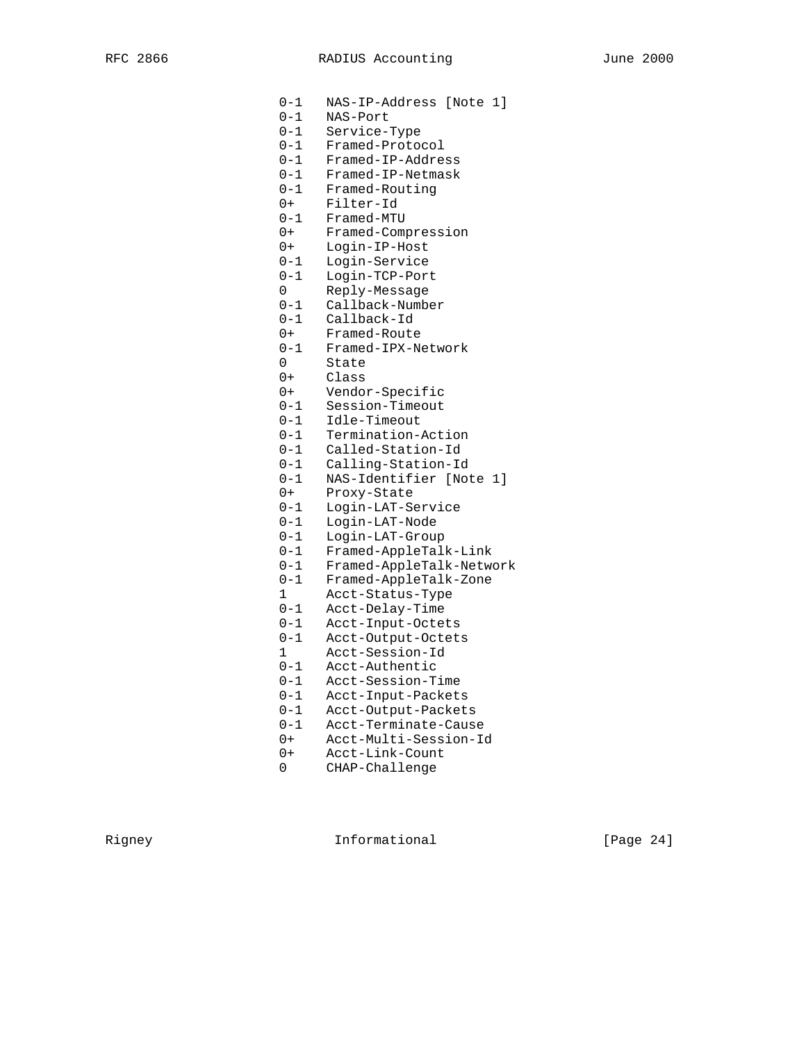```
   0-1   NAS-IP-Address [Note 1]
   0-1   NAS-Port
   0-1   Service-Type
   0-1   Framed-Protocol
   0-1   Framed-IP-Address
   0-1   Framed-IP-Netmask
   0-1   Framed-Routing
   0+    Filter-Id
   0-1   Framed-MTU
   0+    Framed-Compression
   0+    Login-IP-Host
   0-1   Login-Service
   0-1   Login-TCP-Port
   0     Reply-Message
   0-1   Callback-Number
   0-1   Callback-Id
   0+    Framed-Route
   0-1   Framed-IPX-Network
   0     State
   0+    Class
   0+    Vendor-Specific
   0-1   Session-Timeout
   0-1   Idle-Timeout
   0-1   Termination-Action
   0-1   Called-Station-Id
   0-1   Calling-Station-Id
   0-1   NAS-Identifier [Note 1]
   0+    Proxy-State
   0-1   Login-LAT-Service
   0-1   Login-LAT-Node
   0-1   Login-LAT-Group
   0-1   Framed-AppleTalk-Link
   0-1   Framed-AppleTalk-Network
   0-1   Framed-AppleTalk-Zone
   1     Acct-Status-Type
   0-1   Acct-Delay-Time
   0-1   Acct-Input-Octets
   0-1   Acct-Output-Octets
   1     Acct-Session-Id
   0-1   Acct-Authentic
   0-1   Acct-Session-Time
   0-1   Acct-Input-Packets
   0-1   Acct-Output-Packets
   0-1   Acct-Terminate-Cause
   0+    Acct-Multi-Session-Id
   0+    Acct-Link-Count
   0     CHAP-Challenge
```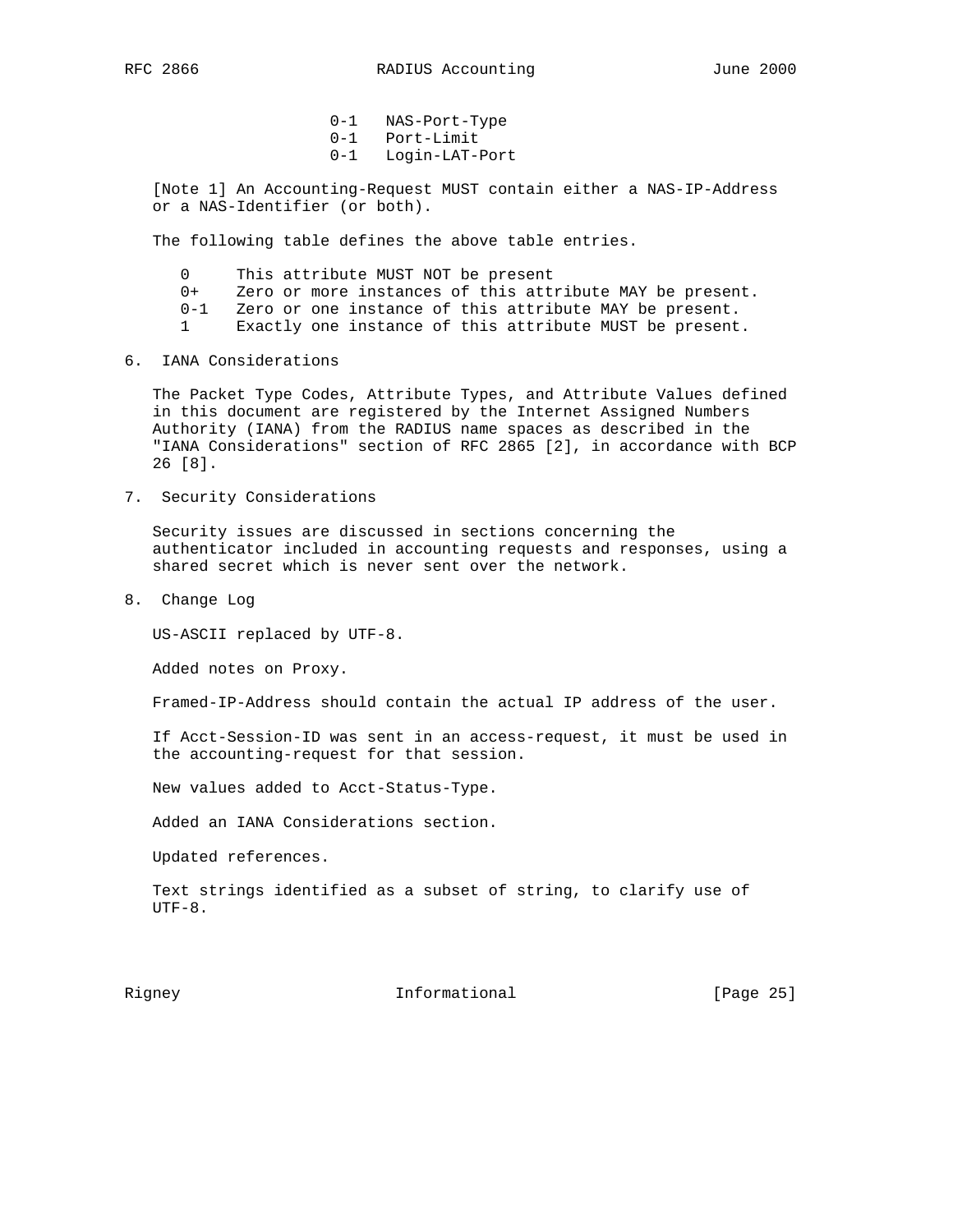| | |
|---|---|
| 0-1 | NAS-Port-Type |
| 0-1 | Port-Limit |
| 0-1 | Login-LAT-Port |

[Note 1] An Accounting-Request MUST contain either a NAS-IP-Address or a NAS-Identifier (or both).

The following table defines the above table entries.

| | |
|---|---|
| 0 | This attribute MUST NOT be present |
| 0+ | Zero or more instances of this attribute MAY be present. |
| 0-1 | Zero or one instance of this attribute MAY be present. |
| 1 | Exactly one instance of this attribute MUST be present. |

## 6. IANA Considerations

The Packet Type Codes, Attribute Types, and Attribute Values defined in this document are registered by the Internet Assigned Numbers Authority (IANA) from the RADIUS name spaces as described in the "IANA Considerations" section of RFC 2865 [2], in accordance with BCP 26 [8].

## 7. Security Considerations

Security issues are discussed in sections concerning the authenticator included in accounting requests and responses, using a shared secret which is never sent over the network.

## 8. Change Log

US-ASCII replaced by UTF-8.

Added notes on Proxy.

Framed-IP-Address should contain the actual IP address of the user.

If Acct-Session-ID was sent in an access-request, it must be used in the accounting-request for that session.

New values added to Acct-Status-Type.

Added an IANA Considerations section.

Updated references.

Text strings identified as a subset of string, to clarify use of UTF-8.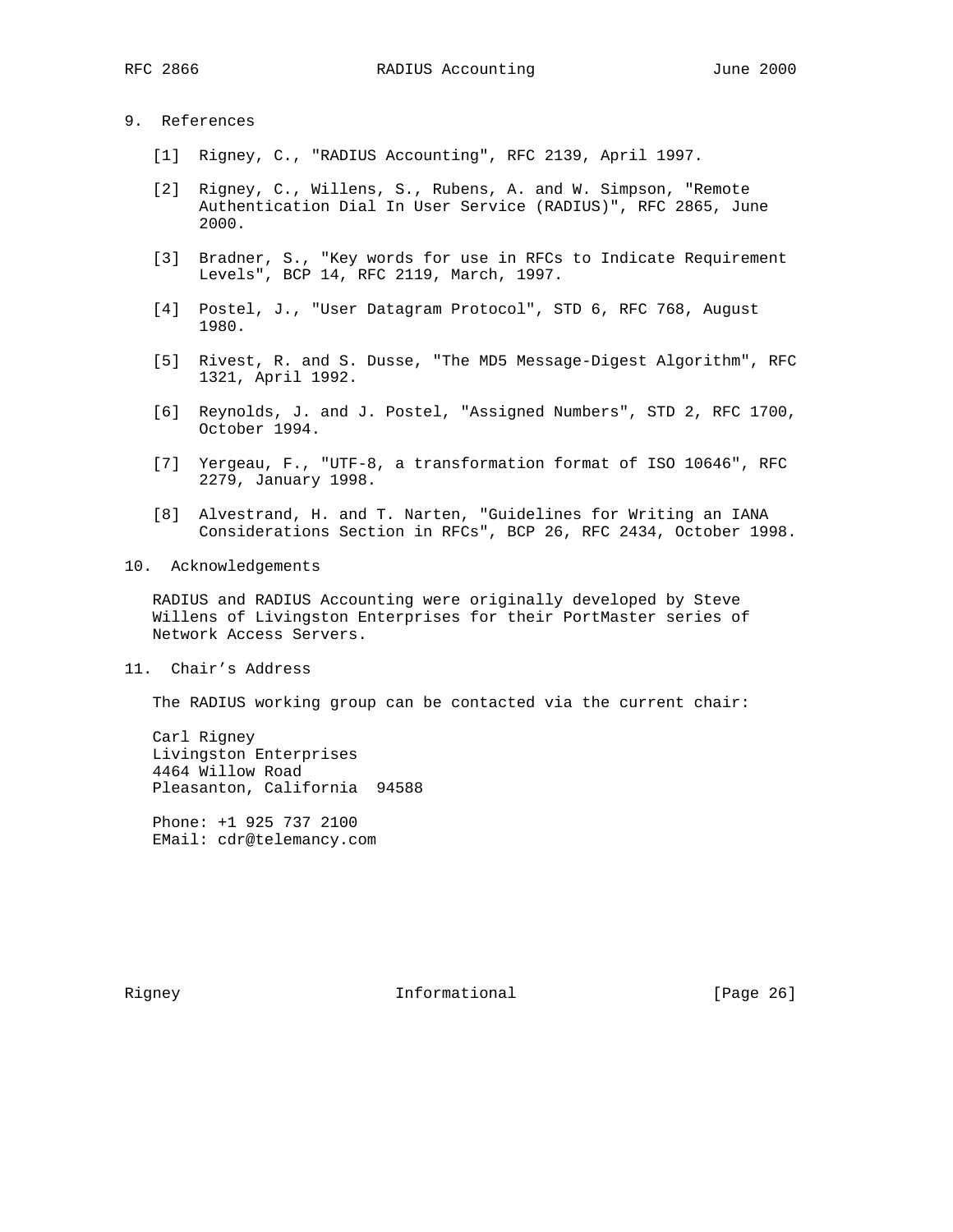## 9. References

[1] Rigney, C., "RADIUS Accounting", RFC 2139, April 1997.

[2] Rigney, C., Willens, S., Rubens, A. and W. Simpson, "Remote Authentication Dial In User Service (RADIUS)", RFC 2865, June 2000.

[3] Bradner, S., "Key words for use in RFCs to Indicate Requirement Levels", BCP 14, RFC 2119, March, 1997.

[4] Postel, J., "User Datagram Protocol", STD 6, RFC 768, August 1980.

[5] Rivest, R. and S. Dusse, "The MD5 Message-Digest Algorithm", RFC 1321, April 1992.

[6] Reynolds, J. and J. Postel, "Assigned Numbers", STD 2, RFC 1700, October 1994.

[7] Yergeau, F., "UTF-8, a transformation format of ISO 10646", RFC 2279, January 1998.

[8] Alvestrand, H. and T. Narten, "Guidelines for Writing an IANA Considerations Section in RFCs", BCP 26, RFC 2434, October 1998.

## 10. Acknowledgements

RADIUS and RADIUS Accounting were originally developed by Steve Willens of Livingston Enterprises for their PortMaster series of Network Access Servers.

## 11. Chair's Address

The RADIUS working group can be contacted via the current chair:

Carl Rigney
Livingston Enterprises
4464 Willow Road
Pleasanton, California  94588

Phone: +1 925 737 2100
EMail: cdr@telemancy.com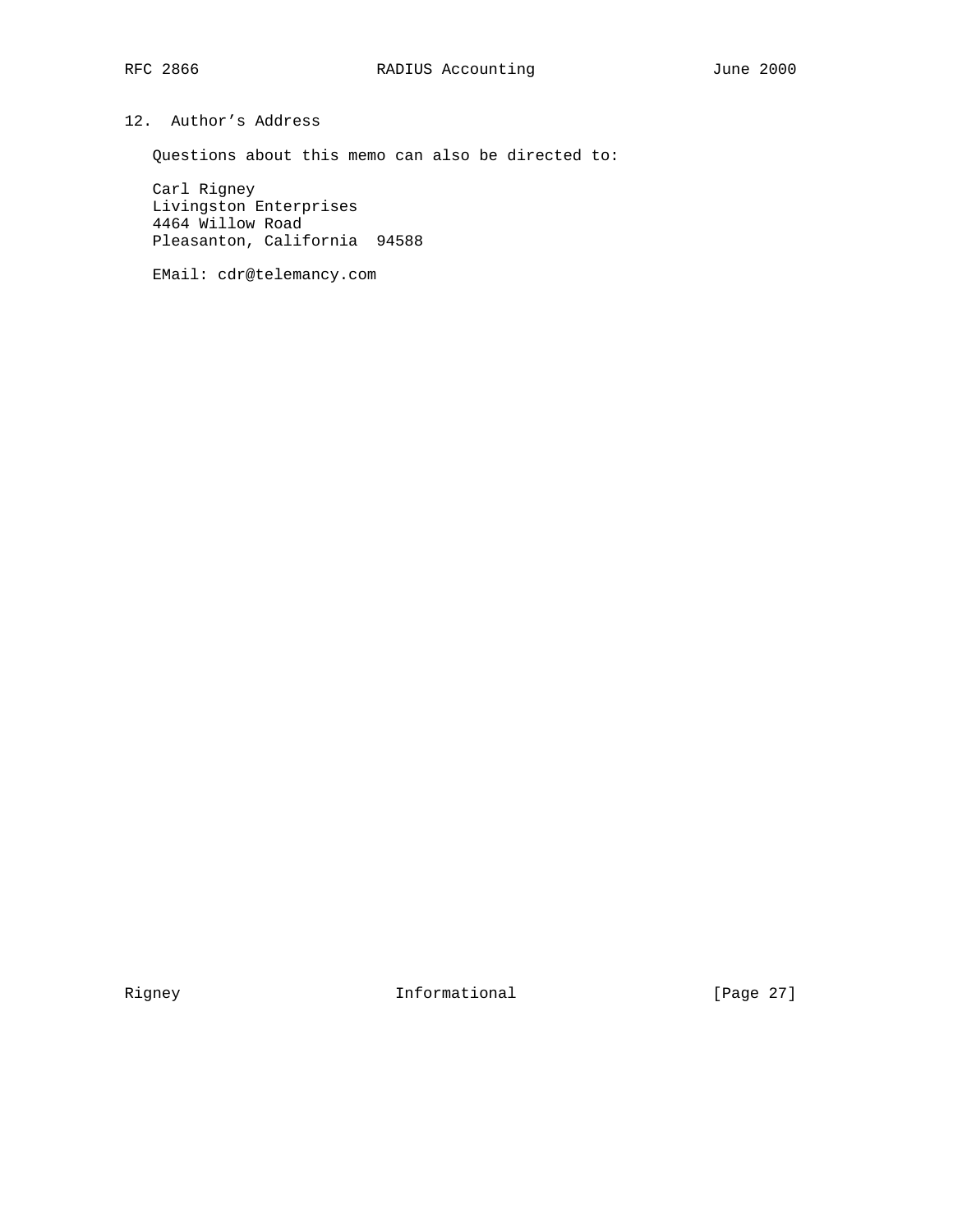## 12. Author’s Address

Questions about this memo can also be directed to:

Carl Rigney
Livingston Enterprises
4464 Willow Road
Pleasanton, California  94588

EMail: cdr@telemancy.com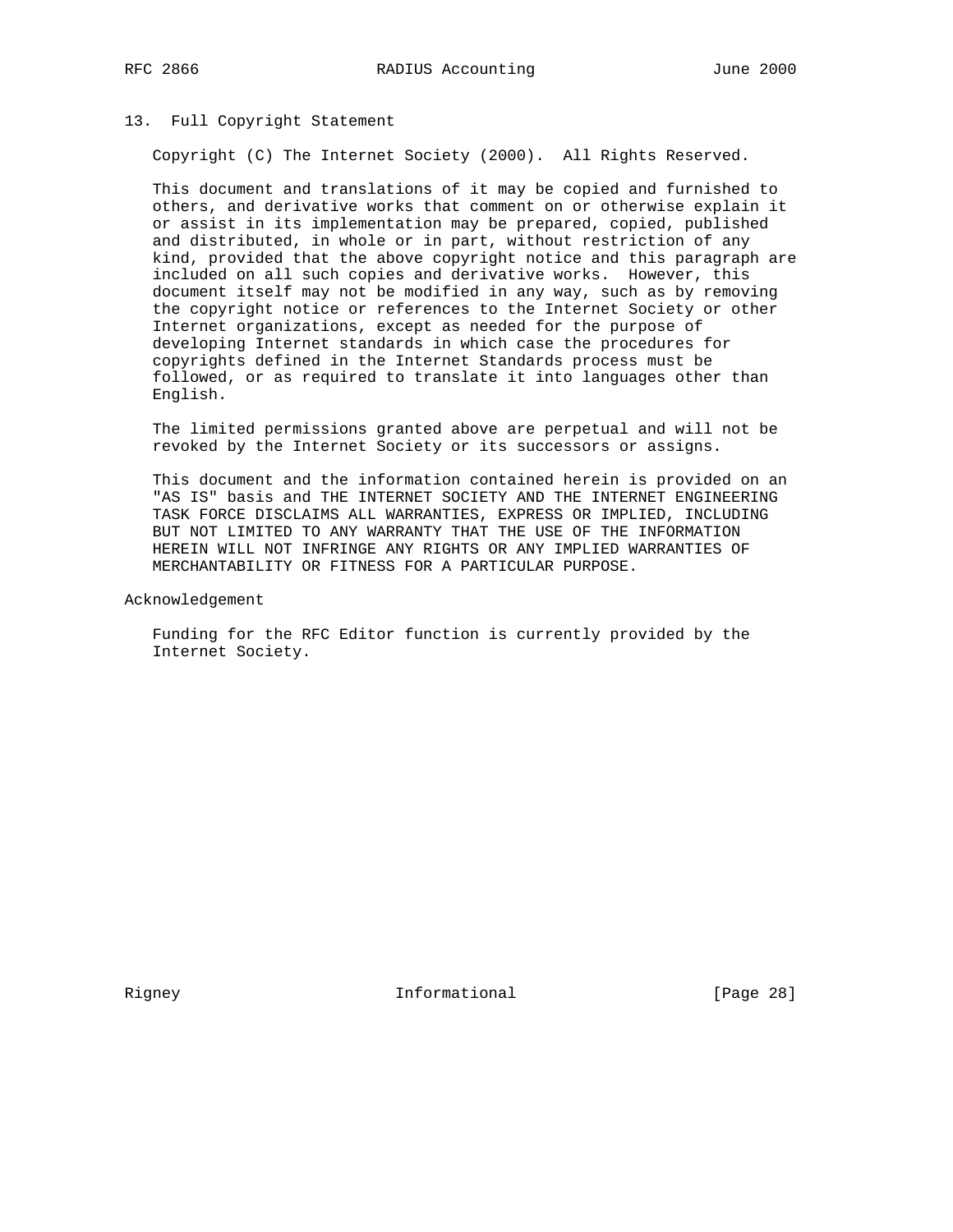## 13. Full Copyright Statement

Copyright (C) The Internet Society (2000). All Rights Reserved.

This document and translations of it may be copied and furnished to others, and derivative works that comment on or otherwise explain it or assist in its implementation may be prepared, copied, published and distributed, in whole or in part, without restriction of any kind, provided that the above copyright notice and this paragraph are included on all such copies and derivative works. However, this document itself may not be modified in any way, such as by removing the copyright notice or references to the Internet Society or other Internet organizations, except as needed for the purpose of developing Internet standards in which case the procedures for copyrights defined in the Internet Standards process must be followed, or as required to translate it into languages other than English.

The limited permissions granted above are perpetual and will not be revoked by the Internet Society or its successors or assigns.

This document and the information contained herein is provided on an "AS IS" basis and THE INTERNET SOCIETY AND THE INTERNET ENGINEERING TASK FORCE DISCLAIMS ALL WARRANTIES, EXPRESS OR IMPLIED, INCLUDING BUT NOT LIMITED TO ANY WARRANTY THAT THE USE OF THE INFORMATION HEREIN WILL NOT INFRINGE ANY RIGHTS OR ANY IMPLIED WARRANTIES OF MERCHANTABILITY OR FITNESS FOR A PARTICULAR PURPOSE.

## Acknowledgement

Funding for the RFC Editor function is currently provided by the Internet Society.